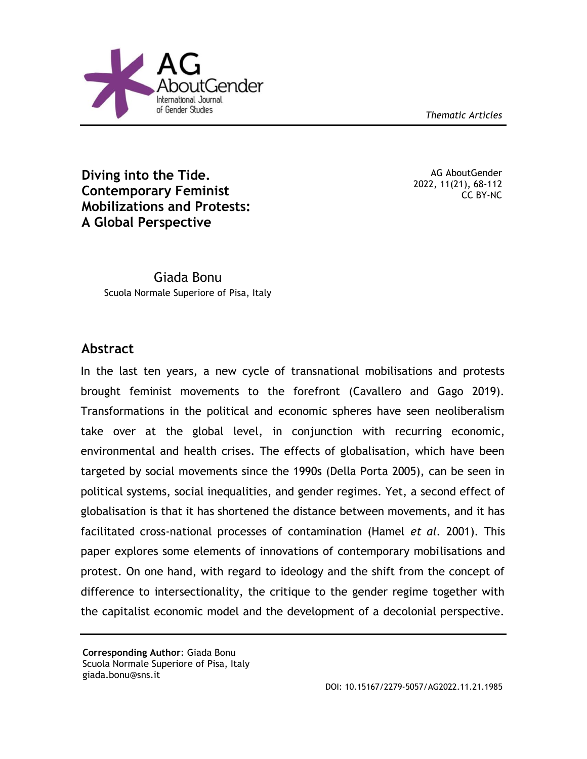Thematic Articles

# Diving into the Tide. Contemporary Feminist Mobilizations and Protests: A Global Perspective

AG AboutGender
2022, 11(21), 68-112
CC BY-NC

Giada Bonu
Scuola Normale Superiore of Pisa, Italy

## Abstract

In the last ten years, a new cycle of transnational mobilisations and protests brought feminist movements to the forefront (Cavallero and Gago 2019). Transformations in the political and economic spheres have seen neoliberalism take over at the global level, in conjunction with recurring economic, environmental and health crises. The effects of globalisation, which have been targeted by social movements since the 1990s (Della Porta 2005), can be seen in political systems, social inequalities, and gender regimes. Yet, a second effect of globalisation is that it has shortened the distance between movements, and it has facilitated cross-national processes of contamination (Hamel *et al*. 2001). This paper explores some elements of innovations of contemporary mobilisations and protest. On one hand, with regard to ideology and the shift from the concept of difference to intersectionality, the critique to the gender regime together with the capitalist economic model and the development of a decolonial perspective.

---

**Corresponding Author**: Giada Bonu
Scuola Normale Superiore of Pisa, Italy
giada.bonu@sns.it

DOI: 10.15167/2279-5057/AG2022.11.21.1985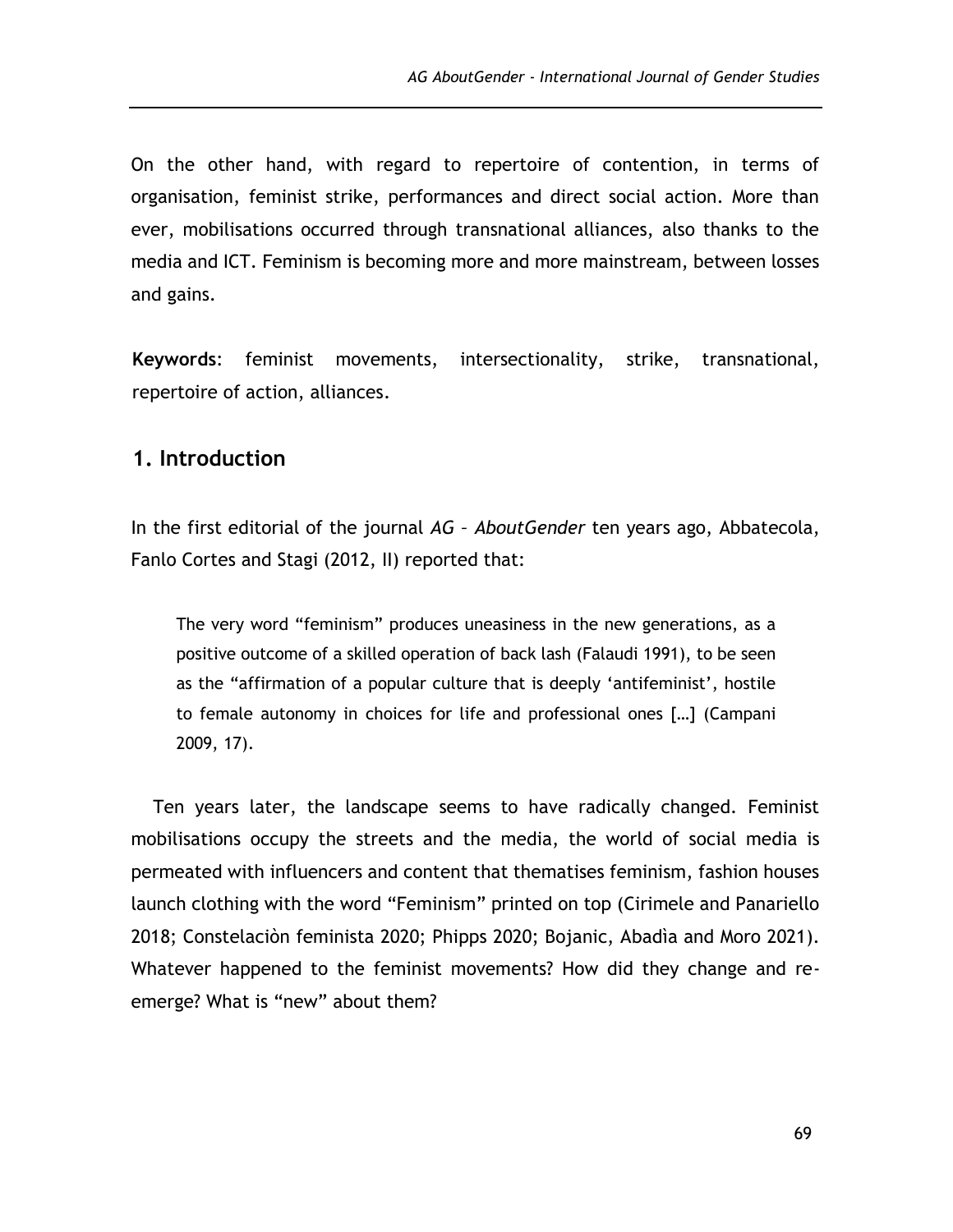On the other hand, with regard to repertoire of contention, in terms of organisation, feminist strike, performances and direct social action. More than ever, mobilisations occurred through transnational alliances, also thanks to the media and ICT. Feminism is becoming more and more mainstream, between losses and gains.

**Keywords**: feminist movements, intersectionality, strike, transnational, repertoire of action, alliances.

## 1. Introduction

In the first editorial of the journal *AG – AboutGender* ten years ago, Abbatecola, Fanlo Cortes and Stagi (2012, II) reported that:

> The very word "feminism" produces uneasiness in the new generations, as a positive outcome of a skilled operation of back lash (Falaudi 1991), to be seen as the "affirmation of a popular culture that is deeply 'antifeminist', hostile to female autonomy in choices for life and professional ones […] (Campani 2009, 17).

Ten years later, the landscape seems to have radically changed. Feminist mobilisations occupy the streets and the media, the world of social media is permeated with influencers and content that thematises feminism, fashion houses launch clothing with the word "Feminism" printed on top (Cirimele and Panariello 2018; Constelaciòn feminista 2020; Phipps 2020; Bojanic, Abadìa and Moro 2021). Whatever happened to the feminist movements? How did they change and re-emerge? What is "new" about them?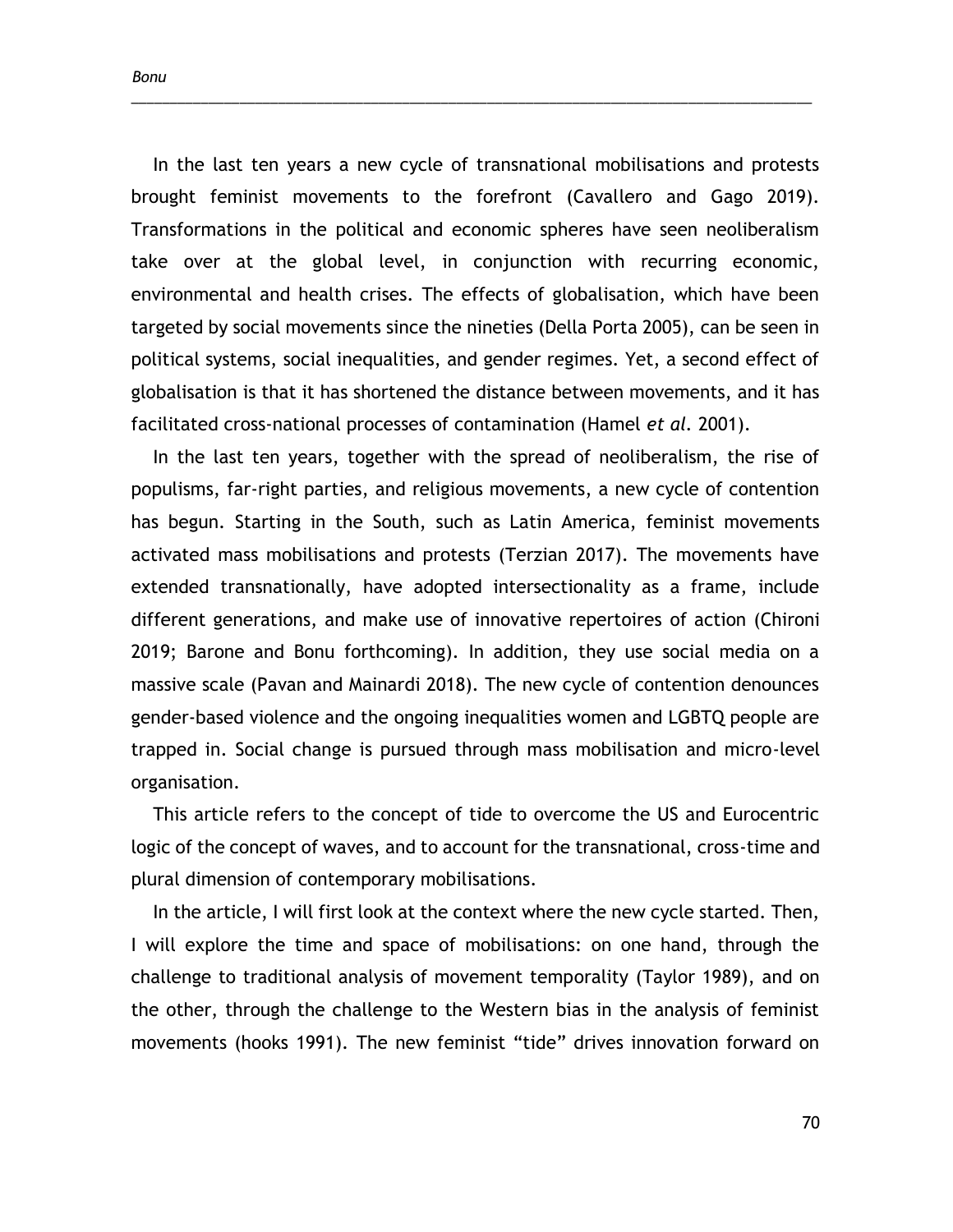In the last ten years a new cycle of transnational mobilisations and protests brought feminist movements to the forefront (Cavallero and Gago 2019). Transformations in the political and economic spheres have seen neoliberalism take over at the global level, in conjunction with recurring economic, environmental and health crises. The effects of globalisation, which have been targeted by social movements since the nineties (Della Porta 2005), can be seen in political systems, social inequalities, and gender regimes. Yet, a second effect of globalisation is that it has shortened the distance between movements, and it has facilitated cross-national processes of contamination (Hamel *et al.* 2001).

In the last ten years, together with the spread of neoliberalism, the rise of populisms, far-right parties, and religious movements, a new cycle of contention has begun. Starting in the South, such as Latin America, feminist movements activated mass mobilisations and protests (Terzian 2017). The movements have extended transnationally, have adopted intersectionality as a frame, include different generations, and make use of innovative repertoires of action (Chironi 2019; Barone and Bonu forthcoming). In addition, they use social media on a massive scale (Pavan and Mainardi 2018). The new cycle of contention denounces gender-based violence and the ongoing inequalities women and LGBTQ people are trapped in. Social change is pursued through mass mobilisation and micro-level organisation.

This article refers to the concept of tide to overcome the US and Eurocentric logic of the concept of waves, and to account for the transnational, cross-time and plural dimension of contemporary mobilisations.

In the article, I will first look at the context where the new cycle started. Then, I will explore the time and space of mobilisations: on one hand, through the challenge to traditional analysis of movement temporality (Taylor 1989), and on the other, through the challenge to the Western bias in the analysis of feminist movements (hooks 1991). The new feminist "tide" drives innovation forward on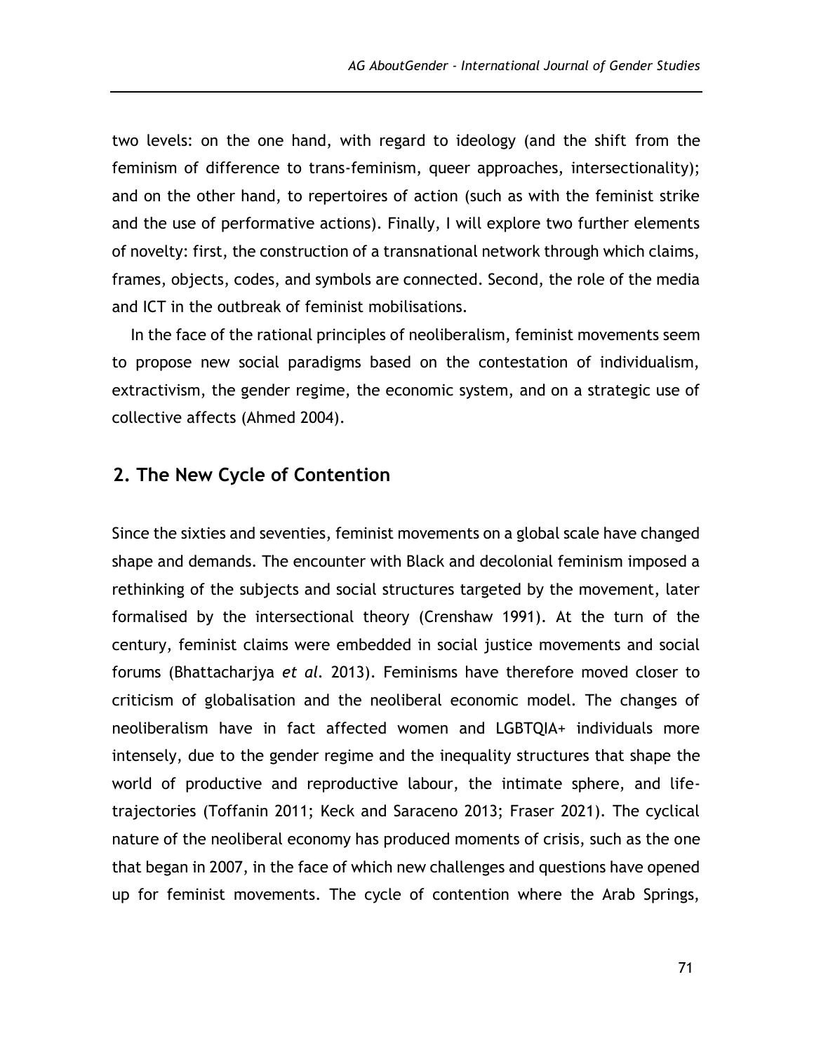two levels: on the one hand, with regard to ideology (and the shift from the feminism of difference to trans-feminism, queer approaches, intersectionality); and on the other hand, to repertoires of action (such as with the feminist strike and the use of performative actions). Finally, I will explore two further elements of novelty: first, the construction of a transnational network through which claims, frames, objects, codes, and symbols are connected. Second, the role of the media and ICT in the outbreak of feminist mobilisations.

In the face of the rational principles of neoliberalism, feminist movements seem to propose new social paradigms based on the contestation of individualism, extractivism, the gender regime, the economic system, and on a strategic use of collective affects (Ahmed 2004).

## 2. The New Cycle of Contention

Since the sixties and seventies, feminist movements on a global scale have changed shape and demands. The encounter with Black and decolonial feminism imposed a rethinking of the subjects and social structures targeted by the movement, later formalised by the intersectional theory (Crenshaw 1991). At the turn of the century, feminist claims were embedded in social justice movements and social forums (Bhattacharjya *et al.* 2013). Feminisms have therefore moved closer to criticism of globalisation and the neoliberal economic model. The changes of neoliberalism have in fact affected women and LGBTQIA+ individuals more intensely, due to the gender regime and the inequality structures that shape the world of productive and reproductive labour, the intimate sphere, and life-trajectories (Toffanin 2011; Keck and Saraceno 2013; Fraser 2021). The cyclical nature of the neoliberal economy has produced moments of crisis, such as the one that began in 2007, in the face of which new challenges and questions have opened up for feminist movements. The cycle of contention where the Arab Springs,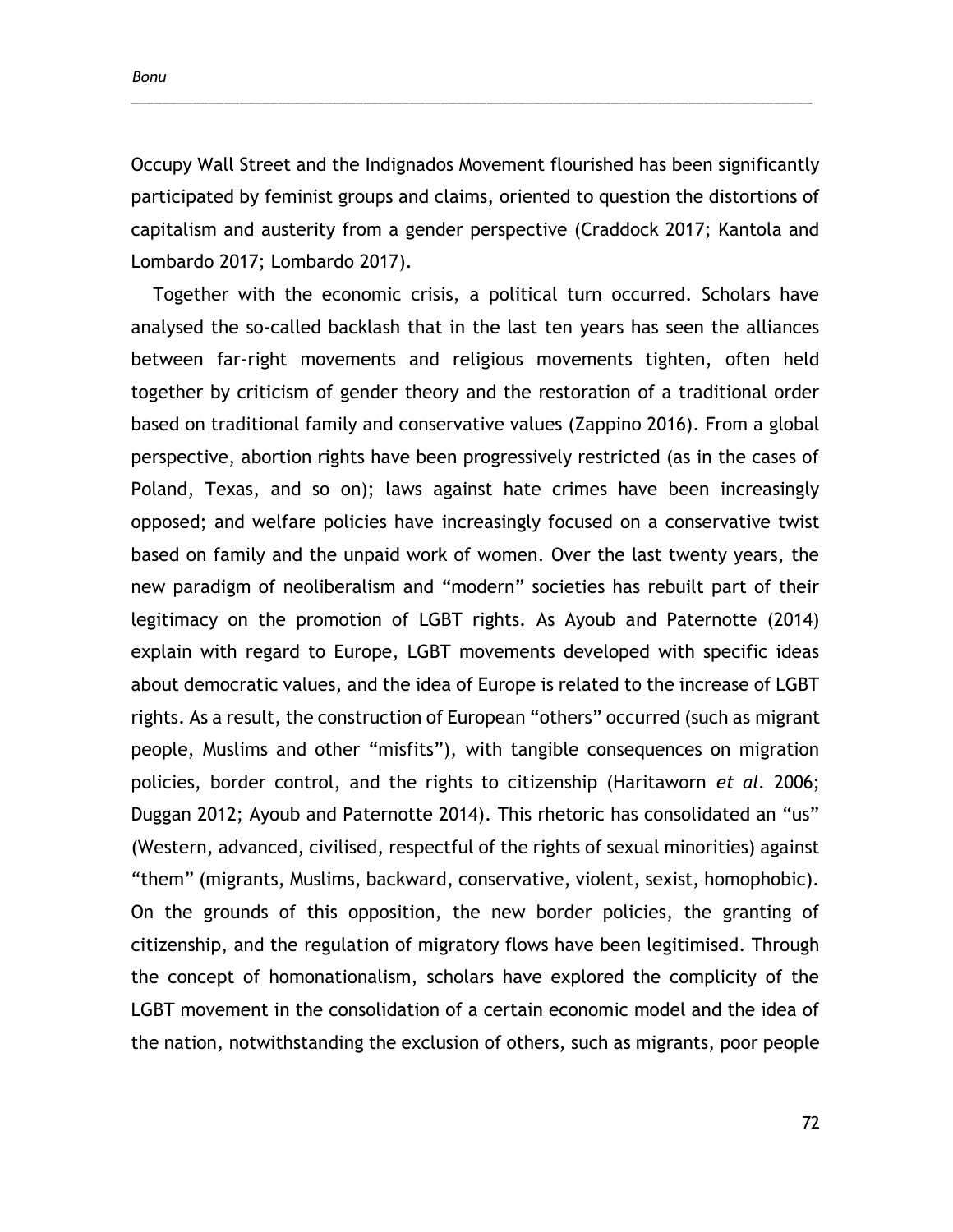Occupy Wall Street and the Indignados Movement flourished has been significantly participated by feminist groups and claims, oriented to question the distortions of capitalism and austerity from a gender perspective (Craddock 2017; Kantola and Lombardo 2017; Lombardo 2017).

Together with the economic crisis, a political turn occurred. Scholars have analysed the so-called backlash that in the last ten years has seen the alliances between far-right movements and religious movements tighten, often held together by criticism of gender theory and the restoration of a traditional order based on traditional family and conservative values (Zappino 2016). From a global perspective, abortion rights have been progressively restricted (as in the cases of Poland, Texas, and so on); laws against hate crimes have been increasingly opposed; and welfare policies have increasingly focused on a conservative twist based on family and the unpaid work of women. Over the last twenty years, the new paradigm of neoliberalism and "modern" societies has rebuilt part of their legitimacy on the promotion of LGBT rights. As Ayoub and Paternotte (2014) explain with regard to Europe, LGBT movements developed with specific ideas about democratic values, and the idea of Europe is related to the increase of LGBT rights. As a result, the construction of European "others" occurred (such as migrant people, Muslims and other "misfits"), with tangible consequences on migration policies, border control, and the rights to citizenship (Haritaworn *et al*. 2006; Duggan 2012; Ayoub and Paternotte 2014). This rhetoric has consolidated an "us" (Western, advanced, civilised, respectful of the rights of sexual minorities) against "them" (migrants, Muslims, backward, conservative, violent, sexist, homophobic). On the grounds of this opposition, the new border policies, the granting of citizenship, and the regulation of migratory flows have been legitimised. Through the concept of homonationalism, scholars have explored the complicity of the LGBT movement in the consolidation of a certain economic model and the idea of the nation, notwithstanding the exclusion of others, such as migrants, poor people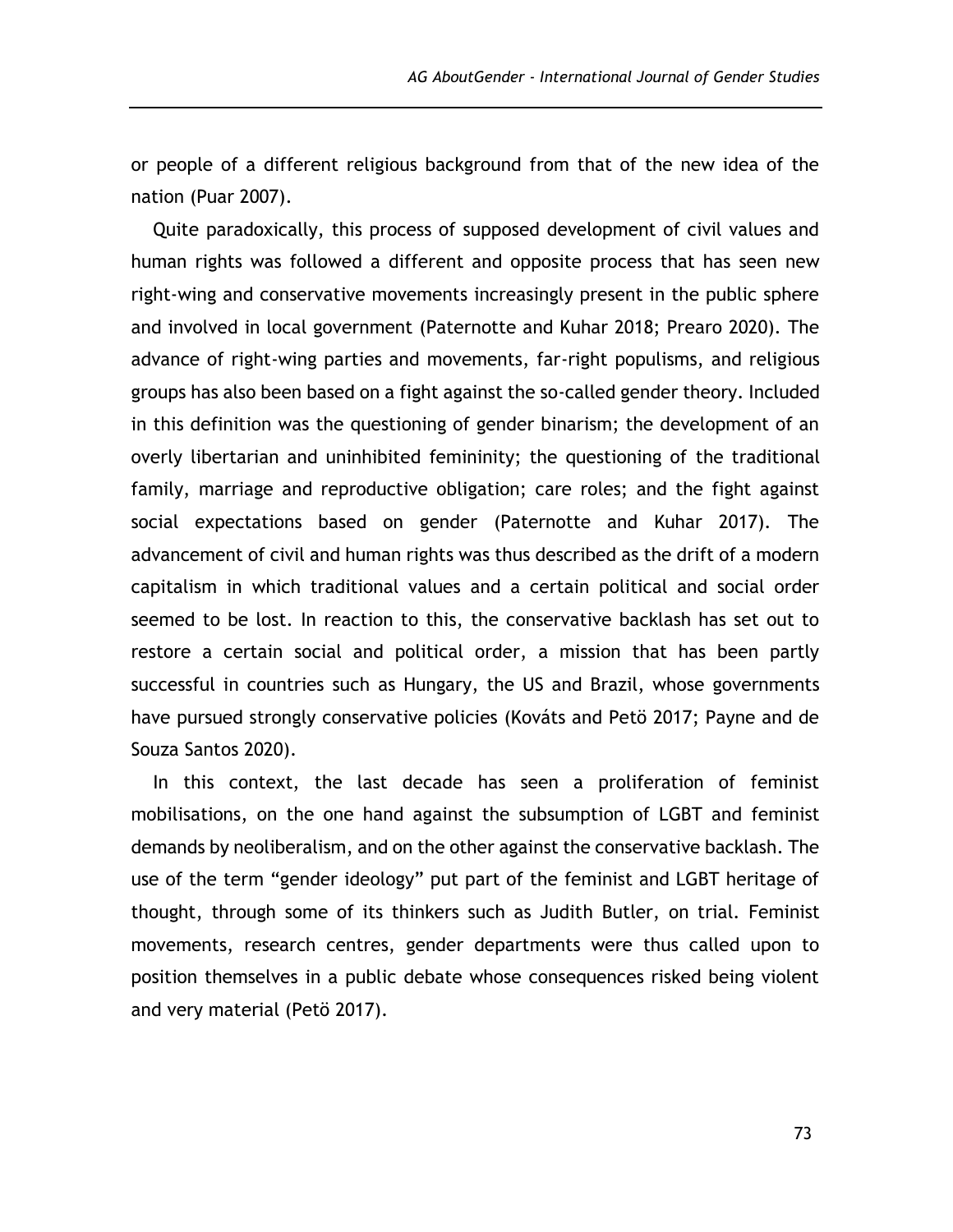or people of a different religious background from that of the new idea of the nation (Puar 2007).

Quite paradoxically, this process of supposed development of civil values and human rights was followed a different and opposite process that has seen new right-wing and conservative movements increasingly present in the public sphere and involved in local government (Paternotte and Kuhar 2018; Prearo 2020). The advance of right-wing parties and movements, far-right populisms, and religious groups has also been based on a fight against the so-called gender theory. Included in this definition was the questioning of gender binarism; the development of an overly libertarian and uninhibited femininity; the questioning of the traditional family, marriage and reproductive obligation; care roles; and the fight against social expectations based on gender (Paternotte and Kuhar 2017). The advancement of civil and human rights was thus described as the drift of a modern capitalism in which traditional values and a certain political and social order seemed to be lost. In reaction to this, the conservative backlash has set out to restore a certain social and political order, a mission that has been partly successful in countries such as Hungary, the US and Brazil, whose governments have pursued strongly conservative policies (Kováts and Petö 2017; Payne and de Souza Santos 2020).

In this context, the last decade has seen a proliferation of feminist mobilisations, on the one hand against the subsumption of LGBT and feminist demands by neoliberalism, and on the other against the conservative backlash. The use of the term "gender ideology" put part of the feminist and LGBT heritage of thought, through some of its thinkers such as Judith Butler, on trial. Feminist movements, research centres, gender departments were thus called upon to position themselves in a public debate whose consequences risked being violent and very material (Petö 2017).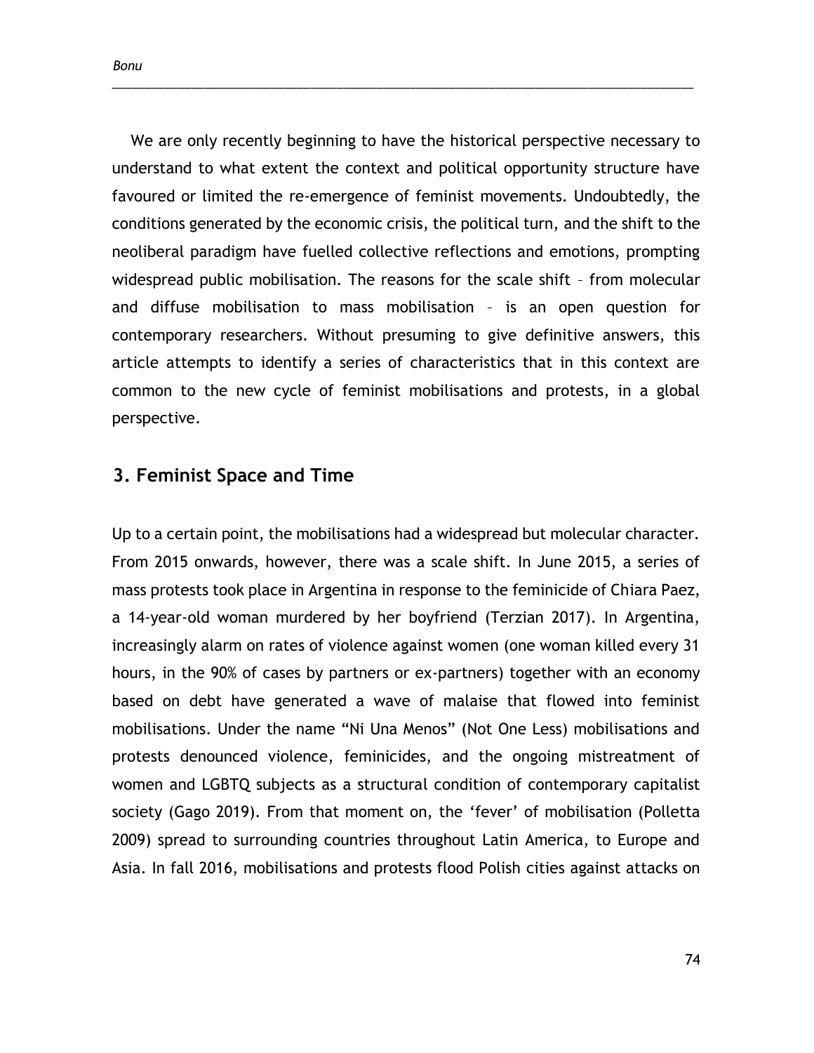We are only recently beginning to have the historical perspective necessary to understand to what extent the context and political opportunity structure have favoured or limited the re-emergence of feminist movements. Undoubtedly, the conditions generated by the economic crisis, the political turn, and the shift to the neoliberal paradigm have fuelled collective reflections and emotions, prompting widespread public mobilisation. The reasons for the scale shift – from molecular and diffuse mobilisation to mass mobilisation – is an open question for contemporary researchers. Without presuming to give definitive answers, this article attempts to identify a series of characteristics that in this context are common to the new cycle of feminist mobilisations and protests, in a global perspective.

## 3. Feminist Space and Time

Up to a certain point, the mobilisations had a widespread but molecular character. From 2015 onwards, however, there was a scale shift. In June 2015, a series of mass protests took place in Argentina in response to the feminicide of Chiara Paez, a 14-year-old woman murdered by her boyfriend (Terzian 2017). In Argentina, increasingly alarm on rates of violence against women (one woman killed every 31 hours, in the 90% of cases by partners or ex-partners) together with an economy based on debt have generated a wave of malaise that flowed into feminist mobilisations. Under the name "Ni Una Menos" (Not One Less) mobilisations and protests denounced violence, feminicides, and the ongoing mistreatment of women and LGBTQ subjects as a structural condition of contemporary capitalist society (Gago 2019). From that moment on, the 'fever' of mobilisation (Polletta 2009) spread to surrounding countries throughout Latin America, to Europe and Asia. In fall 2016, mobilisations and protests flood Polish cities against attacks on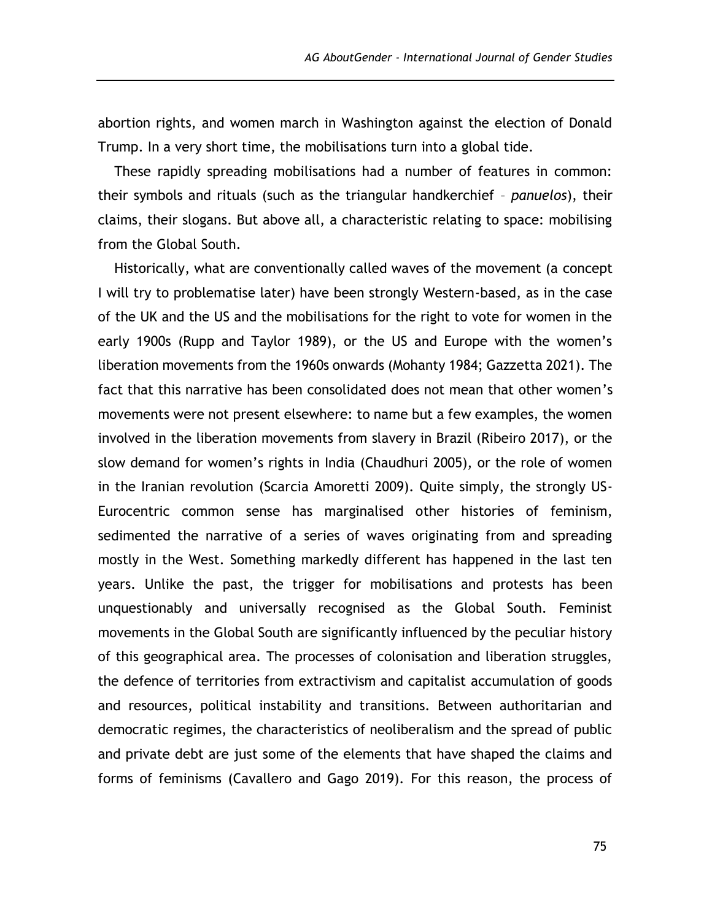abortion rights, and women march in Washington against the election of Donald Trump. In a very short time, the mobilisations turn into a global tide.

These rapidly spreading mobilisations had a number of features in common: their symbols and rituals (such as the triangular handkerchief – *panuelos*), their claims, their slogans. But above all, a characteristic relating to space: mobilising from the Global South.

Historically, what are conventionally called waves of the movement (a concept I will try to problematise later) have been strongly Western-based, as in the case of the UK and the US and the mobilisations for the right to vote for women in the early 1900s (Rupp and Taylor 1989), or the US and Europe with the women's liberation movements from the 1960s onwards (Mohanty 1984; Gazzetta 2021). The fact that this narrative has been consolidated does not mean that other women's movements were not present elsewhere: to name but a few examples, the women involved in the liberation movements from slavery in Brazil (Ribeiro 2017), or the slow demand for women's rights in India (Chaudhuri 2005), or the role of women in the Iranian revolution (Scarcia Amoretti 2009). Quite simply, the strongly US-Eurocentric common sense has marginalised other histories of feminism, sedimented the narrative of a series of waves originating from and spreading mostly in the West. Something markedly different has happened in the last ten years. Unlike the past, the trigger for mobilisations and protests has been unquestionably and universally recognised as the Global South. Feminist movements in the Global South are significantly influenced by the peculiar history of this geographical area. The processes of colonisation and liberation struggles, the defence of territories from extractivism and capitalist accumulation of goods and resources, political instability and transitions. Between authoritarian and democratic regimes, the characteristics of neoliberalism and the spread of public and private debt are just some of the elements that have shaped the claims and forms of feminisms (Cavallero and Gago 2019). For this reason, the process of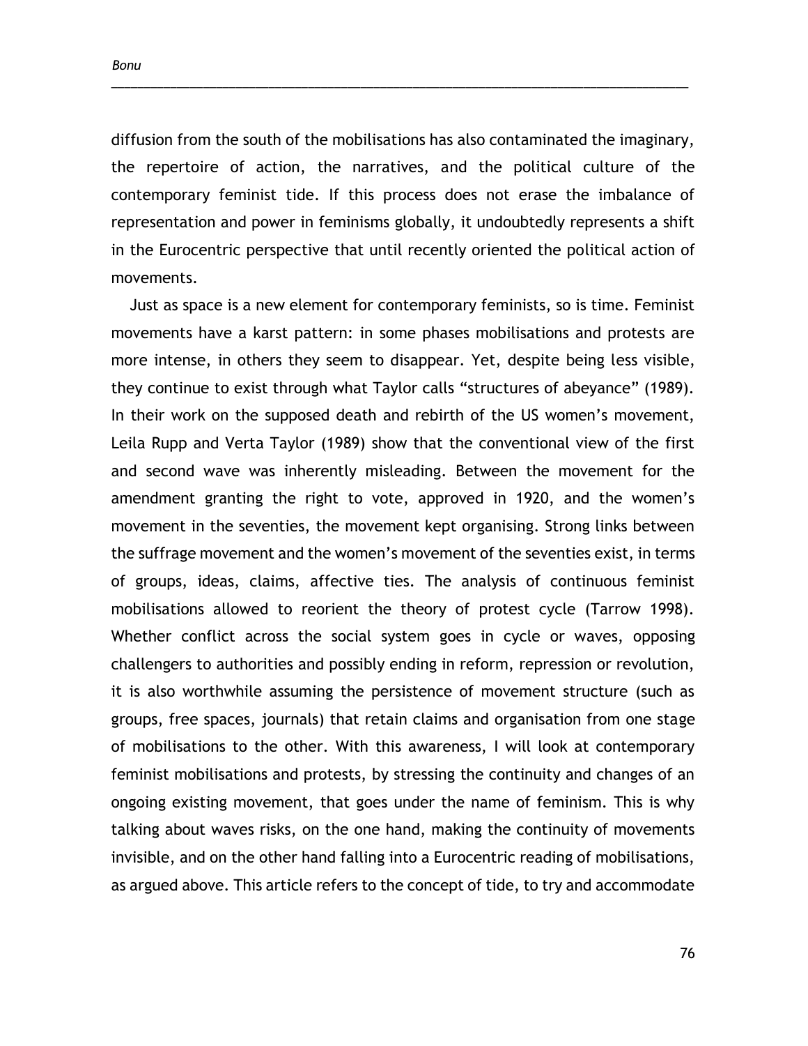diffusion from the south of the mobilisations has also contaminated the imaginary, the repertoire of action, the narratives, and the political culture of the contemporary feminist tide. If this process does not erase the imbalance of representation and power in feminisms globally, it undoubtedly represents a shift in the Eurocentric perspective that until recently oriented the political action of movements.

Just as space is a new element for contemporary feminists, so is time. Feminist movements have a karst pattern: in some phases mobilisations and protests are more intense, in others they seem to disappear. Yet, despite being less visible, they continue to exist through what Taylor calls "structures of abeyance" (1989). In their work on the supposed death and rebirth of the US women's movement, Leila Rupp and Verta Taylor (1989) show that the conventional view of the first and second wave was inherently misleading. Between the movement for the amendment granting the right to vote, approved in 1920, and the women's movement in the seventies, the movement kept organising. Strong links between the suffrage movement and the women's movement of the seventies exist, in terms of groups, ideas, claims, affective ties. The analysis of continuous feminist mobilisations allowed to reorient the theory of protest cycle (Tarrow 1998). Whether conflict across the social system goes in cycle or waves, opposing challengers to authorities and possibly ending in reform, repression or revolution, it is also worthwhile assuming the persistence of movement structure (such as groups, free spaces, journals) that retain claims and organisation from one stage of mobilisations to the other. With this awareness, I will look at contemporary feminist mobilisations and protests, by stressing the continuity and changes of an ongoing existing movement, that goes under the name of feminism. This is why talking about waves risks, on the one hand, making the continuity of movements invisible, and on the other hand falling into a Eurocentric reading of mobilisations, as argued above. This article refers to the concept of tide, to try and accommodate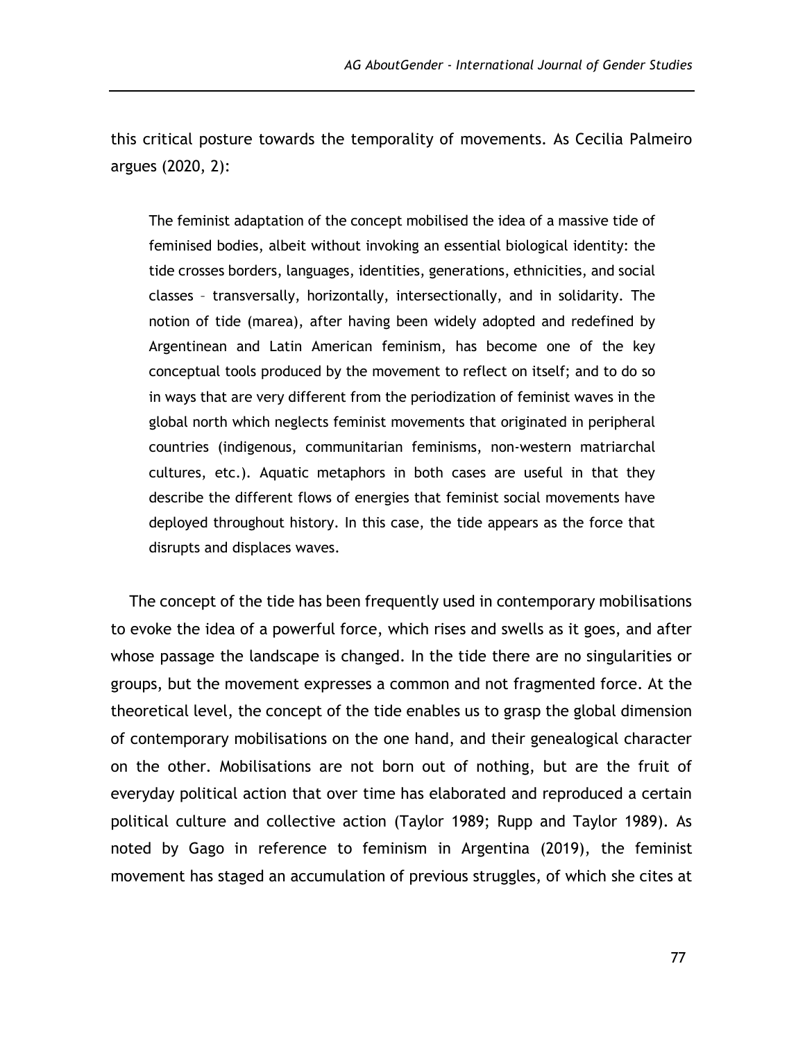this critical posture towards the temporality of movements. As Cecilia Palmeiro argues (2020, 2):

> The feminist adaptation of the concept mobilised the idea of a massive tide of feminised bodies, albeit without invoking an essential biological identity: the tide crosses borders, languages, identities, generations, ethnicities, and social classes – transversally, horizontally, intersectionally, and in solidarity. The notion of tide (marea), after having been widely adopted and redefined by Argentinean and Latin American feminism, has become one of the key conceptual tools produced by the movement to reflect on itself; and to do so in ways that are very different from the periodization of feminist waves in the global north which neglects feminist movements that originated in peripheral countries (indigenous, communitarian feminisms, non-western matriarchal cultures, etc.). Aquatic metaphors in both cases are useful in that they describe the different flows of energies that feminist social movements have deployed throughout history. In this case, the tide appears as the force that disrupts and displaces waves.

The concept of the tide has been frequently used in contemporary mobilisations to evoke the idea of a powerful force, which rises and swells as it goes, and after whose passage the landscape is changed. In the tide there are no singularities or groups, but the movement expresses a common and not fragmented force. At the theoretical level, the concept of the tide enables us to grasp the global dimension of contemporary mobilisations on the one hand, and their genealogical character on the other. Mobilisations are not born out of nothing, but are the fruit of everyday political action that over time has elaborated and reproduced a certain political culture and collective action (Taylor 1989; Rupp and Taylor 1989). As noted by Gago in reference to feminism in Argentina (2019), the feminist movement has staged an accumulation of previous struggles, of which she cites at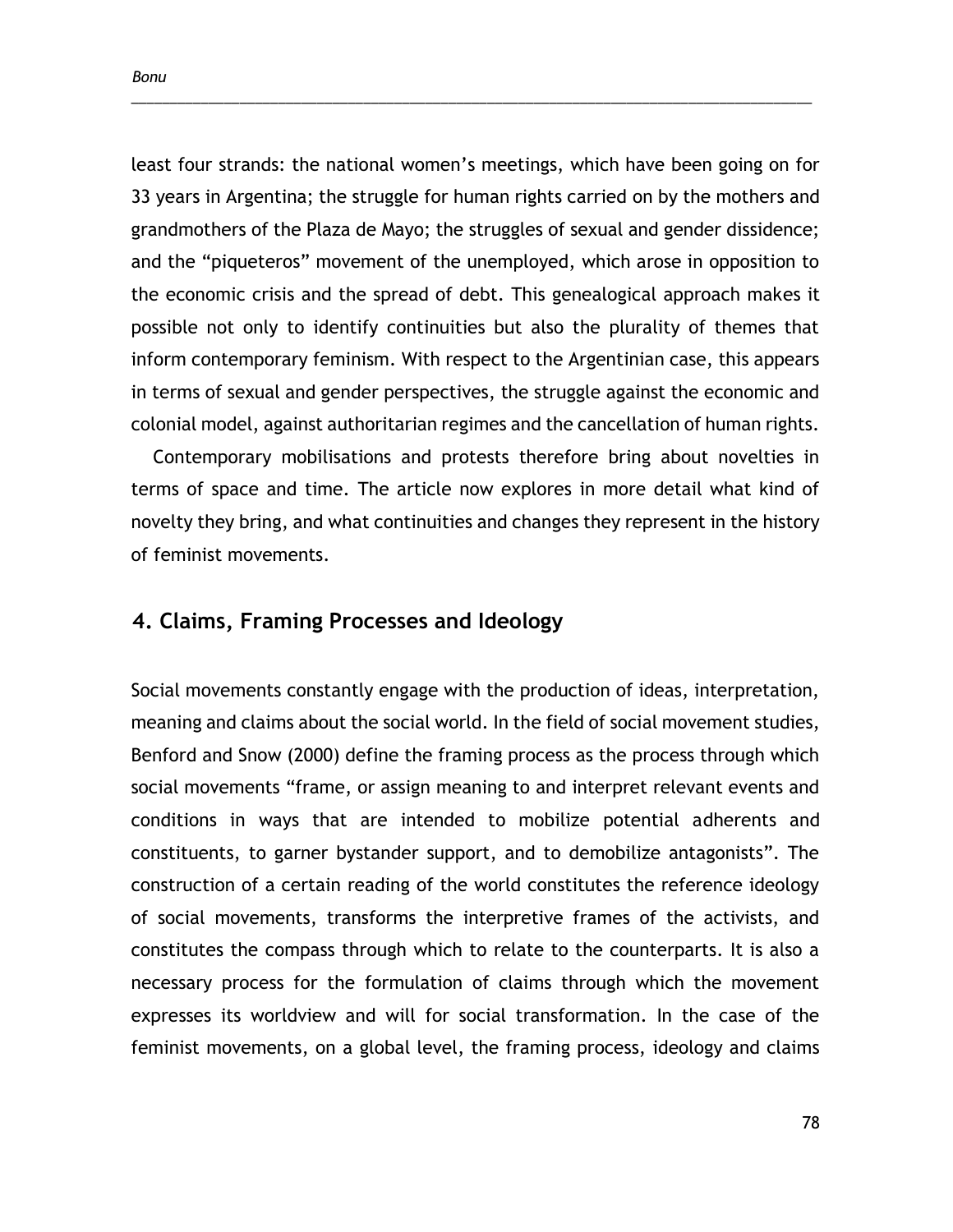least four strands: the national women's meetings, which have been going on for 33 years in Argentina; the struggle for human rights carried on by the mothers and grandmothers of the Plaza de Mayo; the struggles of sexual and gender dissidence; and the "piqueteros" movement of the unemployed, which arose in opposition to the economic crisis and the spread of debt. This genealogical approach makes it possible not only to identify continuities but also the plurality of themes that inform contemporary feminism. With respect to the Argentinian case, this appears in terms of sexual and gender perspectives, the struggle against the economic and colonial model, against authoritarian regimes and the cancellation of human rights.

Contemporary mobilisations and protests therefore bring about novelties in terms of space and time. The article now explores in more detail what kind of novelty they bring, and what continuities and changes they represent in the history of feminist movements.

## 4. Claims, Framing Processes and Ideology

Social movements constantly engage with the production of ideas, interpretation, meaning and claims about the social world. In the field of social movement studies, Benford and Snow (2000) define the framing process as the process through which social movements "frame, or assign meaning to and interpret relevant events and conditions in ways that are intended to mobilize potential adherents and constituents, to garner bystander support, and to demobilize antagonists". The construction of a certain reading of the world constitutes the reference ideology of social movements, transforms the interpretive frames of the activists, and constitutes the compass through which to relate to the counterparts. It is also a necessary process for the formulation of claims through which the movement expresses its worldview and will for social transformation. In the case of the feminist movements, on a global level, the framing process, ideology and claims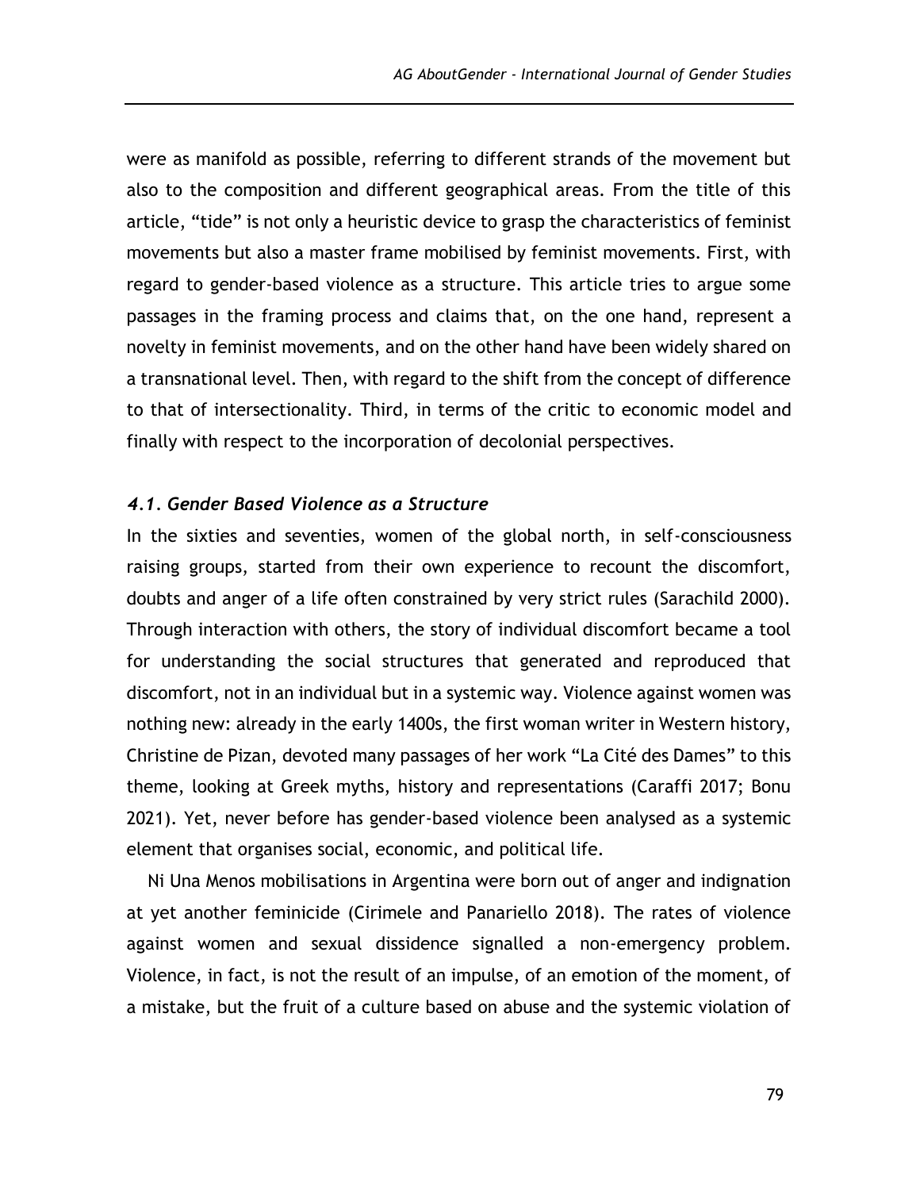were as manifold as possible, referring to different strands of the movement but also to the composition and different geographical areas. From the title of this article, "tide" is not only a heuristic device to grasp the characteristics of feminist movements but also a master frame mobilised by feminist movements. First, with regard to gender-based violence as a structure. This article tries to argue some passages in the framing process and claims that, on the one hand, represent a novelty in feminist movements, and on the other hand have been widely shared on a transnational level. Then, with regard to the shift from the concept of difference to that of intersectionality. Third, in terms of the critic to economic model and finally with respect to the incorporation of decolonial perspectives.

### *4.1. Gender Based Violence as a Structure*

In the sixties and seventies, women of the global north, in self-consciousness raising groups, started from their own experience to recount the discomfort, doubts and anger of a life often constrained by very strict rules (Sarachild 2000). Through interaction with others, the story of individual discomfort became a tool for understanding the social structures that generated and reproduced that discomfort, not in an individual but in a systemic way. Violence against women was nothing new: already in the early 1400s, the first woman writer in Western history, Christine de Pizan, devoted many passages of her work "La Cité des Dames" to this theme, looking at Greek myths, history and representations (Caraffi 2017; Bonu 2021). Yet, never before has gender-based violence been analysed as a systemic element that organises social, economic, and political life.

Ni Una Menos mobilisations in Argentina were born out of anger and indignation at yet another feminicide (Cirimele and Panariello 2018). The rates of violence against women and sexual dissidence signalled a non-emergency problem. Violence, in fact, is not the result of an impulse, of an emotion of the moment, of a mistake, but the fruit of a culture based on abuse and the systemic violation of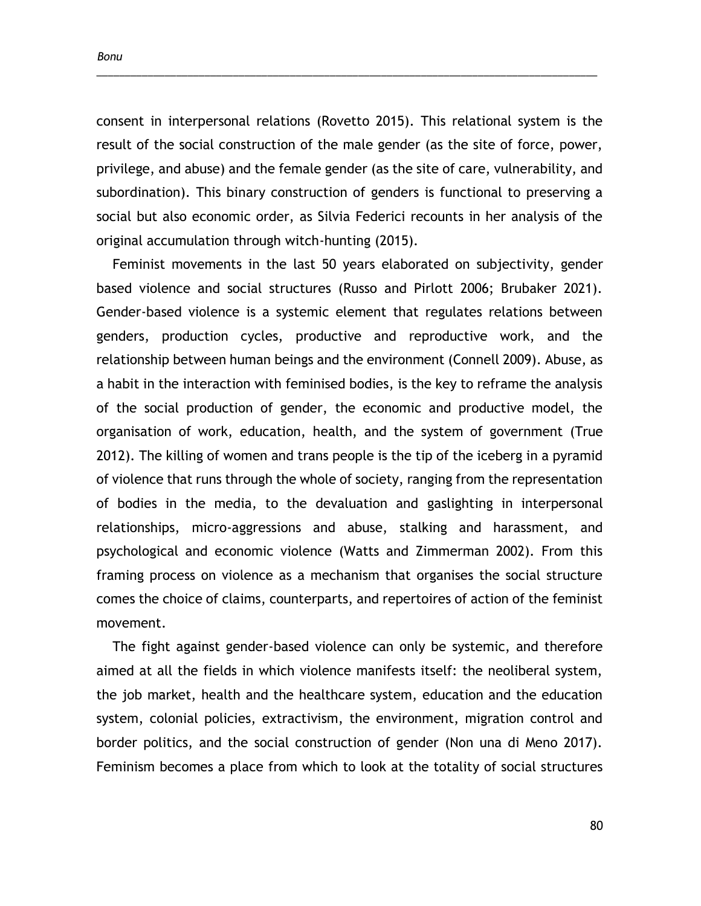consent in interpersonal relations (Rovetto 2015). This relational system is the result of the social construction of the male gender (as the site of force, power, privilege, and abuse) and the female gender (as the site of care, vulnerability, and subordination). This binary construction of genders is functional to preserving a social but also economic order, as Silvia Federici recounts in her analysis of the original accumulation through witch-hunting (2015).

Feminist movements in the last 50 years elaborated on subjectivity, gender based violence and social structures (Russo and Pirlott 2006; Brubaker 2021). Gender-based violence is a systemic element that regulates relations between genders, production cycles, productive and reproductive work, and the relationship between human beings and the environment (Connell 2009). Abuse, as a habit in the interaction with feminised bodies, is the key to reframe the analysis of the social production of gender, the economic and productive model, the organisation of work, education, health, and the system of government (True 2012). The killing of women and trans people is the tip of the iceberg in a pyramid of violence that runs through the whole of society, ranging from the representation of bodies in the media, to the devaluation and gaslighting in interpersonal relationships, micro-aggressions and abuse, stalking and harassment, and psychological and economic violence (Watts and Zimmerman 2002). From this framing process on violence as a mechanism that organises the social structure comes the choice of claims, counterparts, and repertoires of action of the feminist movement.

The fight against gender-based violence can only be systemic, and therefore aimed at all the fields in which violence manifests itself: the neoliberal system, the job market, health and the healthcare system, education and the education system, colonial policies, extractivism, the environment, migration control and border politics, and the social construction of gender (Non una di Meno 2017). Feminism becomes a place from which to look at the totality of social structures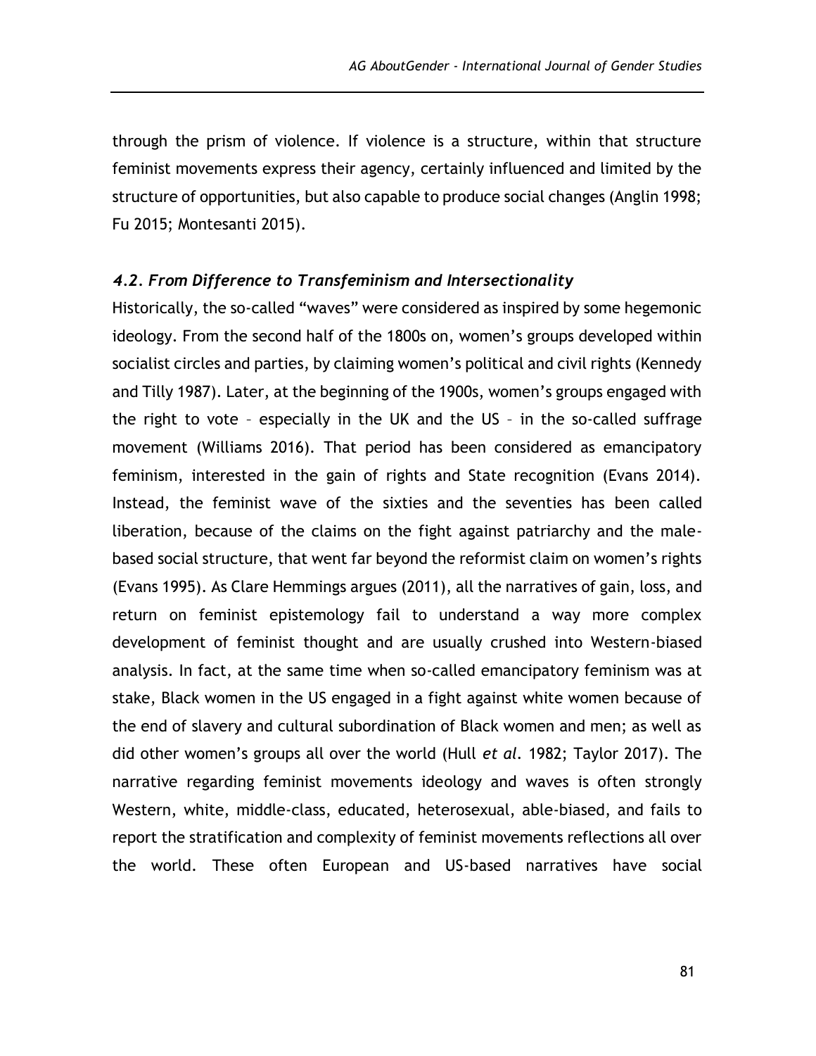through the prism of violence. If violence is a structure, within that structure feminist movements express their agency, certainly influenced and limited by the structure of opportunities, but also capable to produce social changes (Anglin 1998; Fu 2015; Montesanti 2015).

### *4.2. From Difference to Transfeminism and Intersectionality*

Historically, the so-called "waves" were considered as inspired by some hegemonic ideology. From the second half of the 1800s on, women's groups developed within socialist circles and parties, by claiming women's political and civil rights (Kennedy and Tilly 1987). Later, at the beginning of the 1900s, women's groups engaged with the right to vote – especially in the UK and the US – in the so-called suffrage movement (Williams 2016). That period has been considered as emancipatory feminism, interested in the gain of rights and State recognition (Evans 2014). Instead, the feminist wave of the sixties and the seventies has been called liberation, because of the claims on the fight against patriarchy and the male-based social structure, that went far beyond the reformist claim on women's rights (Evans 1995). As Clare Hemmings argues (2011), all the narratives of gain, loss, and return on feminist epistemology fail to understand a way more complex development of feminist thought and are usually crushed into Western-biased analysis. In fact, at the same time when so-called emancipatory feminism was at stake, Black women in the US engaged in a fight against white women because of the end of slavery and cultural subordination of Black women and men; as well as did other women's groups all over the world (Hull *et al.* 1982; Taylor 2017). The narrative regarding feminist movements ideology and waves is often strongly Western, white, middle-class, educated, heterosexual, able-biased, and fails to report the stratification and complexity of feminist movements reflections all over the world. These often European and US-based narratives have social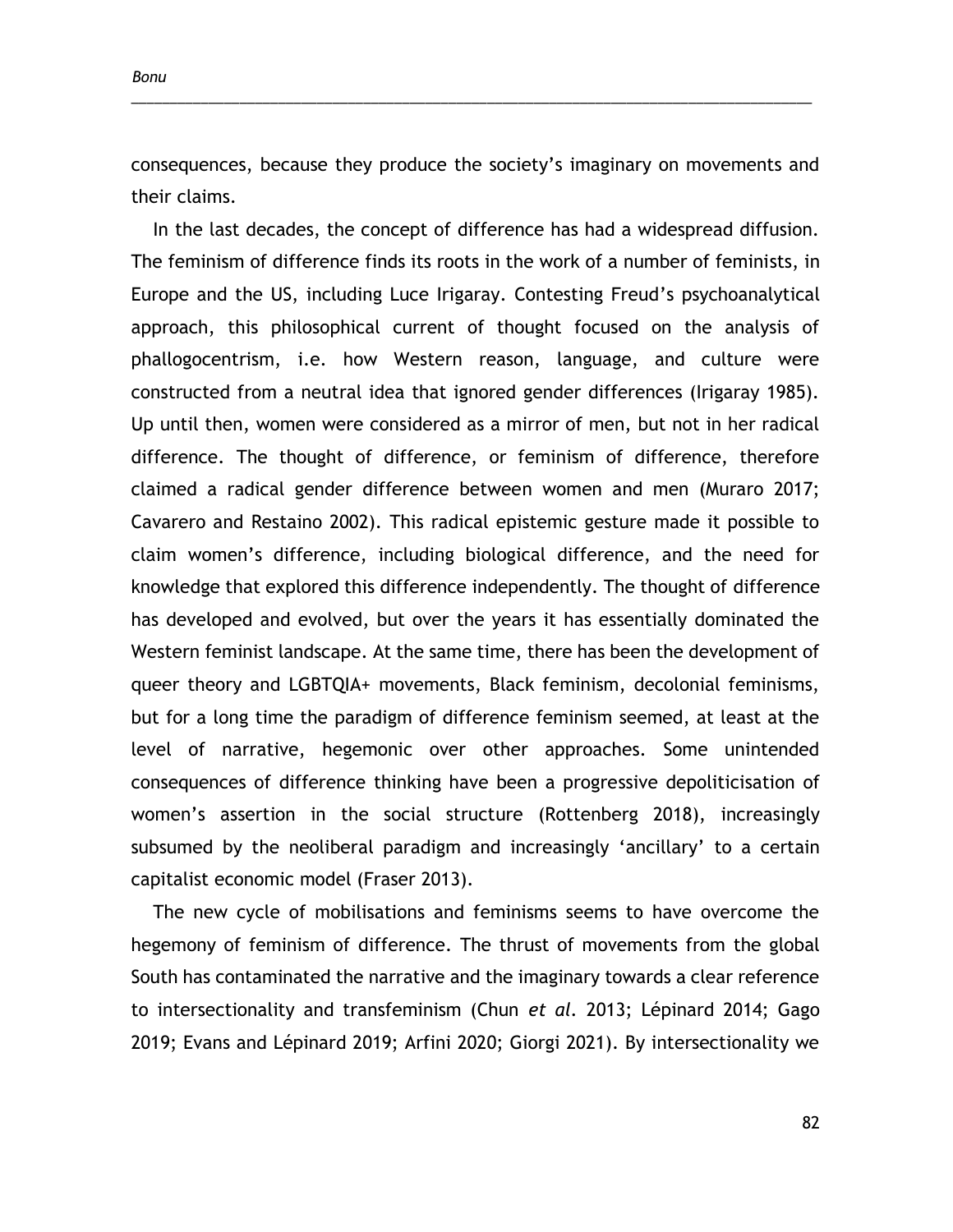consequences, because they produce the society's imaginary on movements and their claims.

In the last decades, the concept of difference has had a widespread diffusion. The feminism of difference finds its roots in the work of a number of feminists, in Europe and the US, including Luce Irigaray. Contesting Freud's psychoanalytical approach, this philosophical current of thought focused on the analysis of phallogocentrism, i.e. how Western reason, language, and culture were constructed from a neutral idea that ignored gender differences (Irigaray 1985). Up until then, women were considered as a mirror of men, but not in her radical difference. The thought of difference, or feminism of difference, therefore claimed a radical gender difference between women and men (Muraro 2017; Cavarero and Restaino 2002). This radical epistemic gesture made it possible to claim women's difference, including biological difference, and the need for knowledge that explored this difference independently. The thought of difference has developed and evolved, but over the years it has essentially dominated the Western feminist landscape. At the same time, there has been the development of queer theory and LGBTQIA+ movements, Black feminism, decolonial feminisms, but for a long time the paradigm of difference feminism seemed, at least at the level of narrative, hegemonic over other approaches. Some unintended consequences of difference thinking have been a progressive depoliticisation of women's assertion in the social structure (Rottenberg 2018), increasingly subsumed by the neoliberal paradigm and increasingly 'ancillary' to a certain capitalist economic model (Fraser 2013).

The new cycle of mobilisations and feminisms seems to have overcome the hegemony of feminism of difference. The thrust of movements from the global South has contaminated the narrative and the imaginary towards a clear reference to intersectionality and transfeminism (Chun *et al*. 2013; Lépinard 2014; Gago 2019; Evans and Lépinard 2019; Arfini 2020; Giorgi 2021). By intersectionality we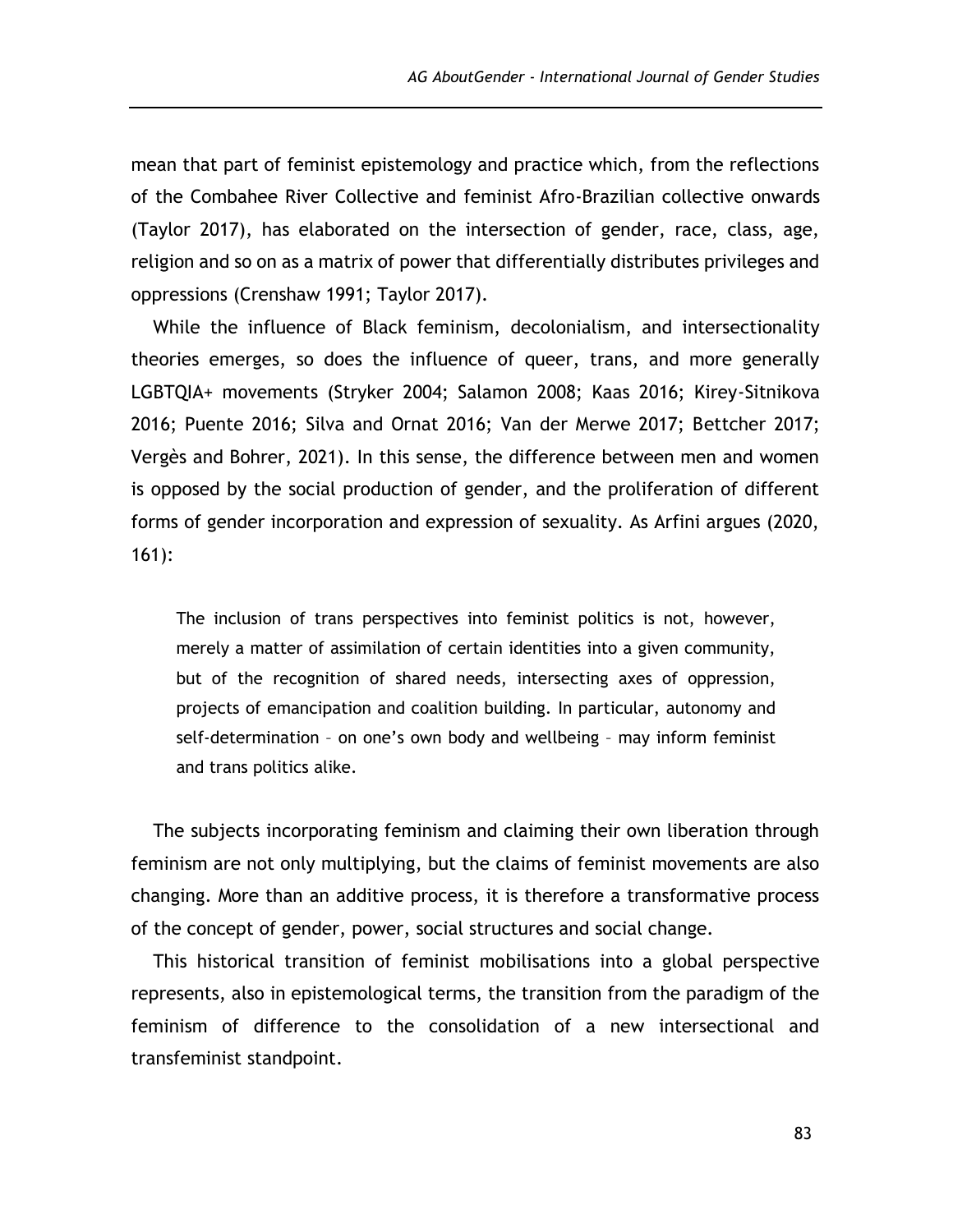mean that part of feminist epistemology and practice which, from the reflections of the Combahee River Collective and feminist Afro-Brazilian collective onwards (Taylor 2017), has elaborated on the intersection of gender, race, class, age, religion and so on as a matrix of power that differentially distributes privileges and oppressions (Crenshaw 1991; Taylor 2017).

While the influence of Black feminism, decolonialism, and intersectionality theories emerges, so does the influence of queer, trans, and more generally LGBTQIA+ movements (Stryker 2004; Salamon 2008; Kaas 2016; Kirey-Sitnikova 2016; Puente 2016; Silva and Ornat 2016; Van der Merwe 2017; Bettcher 2017; Vergès and Bohrer, 2021). In this sense, the difference between men and women is opposed by the social production of gender, and the proliferation of different forms of gender incorporation and expression of sexuality. As Arfini argues (2020, 161):

> The inclusion of trans perspectives into feminist politics is not, however, merely a matter of assimilation of certain identities into a given community, but of the recognition of shared needs, intersecting axes of oppression, projects of emancipation and coalition building. In particular, autonomy and self-determination – on one's own body and wellbeing – may inform feminist and trans politics alike.

The subjects incorporating feminism and claiming their own liberation through feminism are not only multiplying, but the claims of feminist movements are also changing. More than an additive process, it is therefore a transformative process of the concept of gender, power, social structures and social change.

This historical transition of feminist mobilisations into a global perspective represents, also in epistemological terms, the transition from the paradigm of the feminism of difference to the consolidation of a new intersectional and transfeminist standpoint.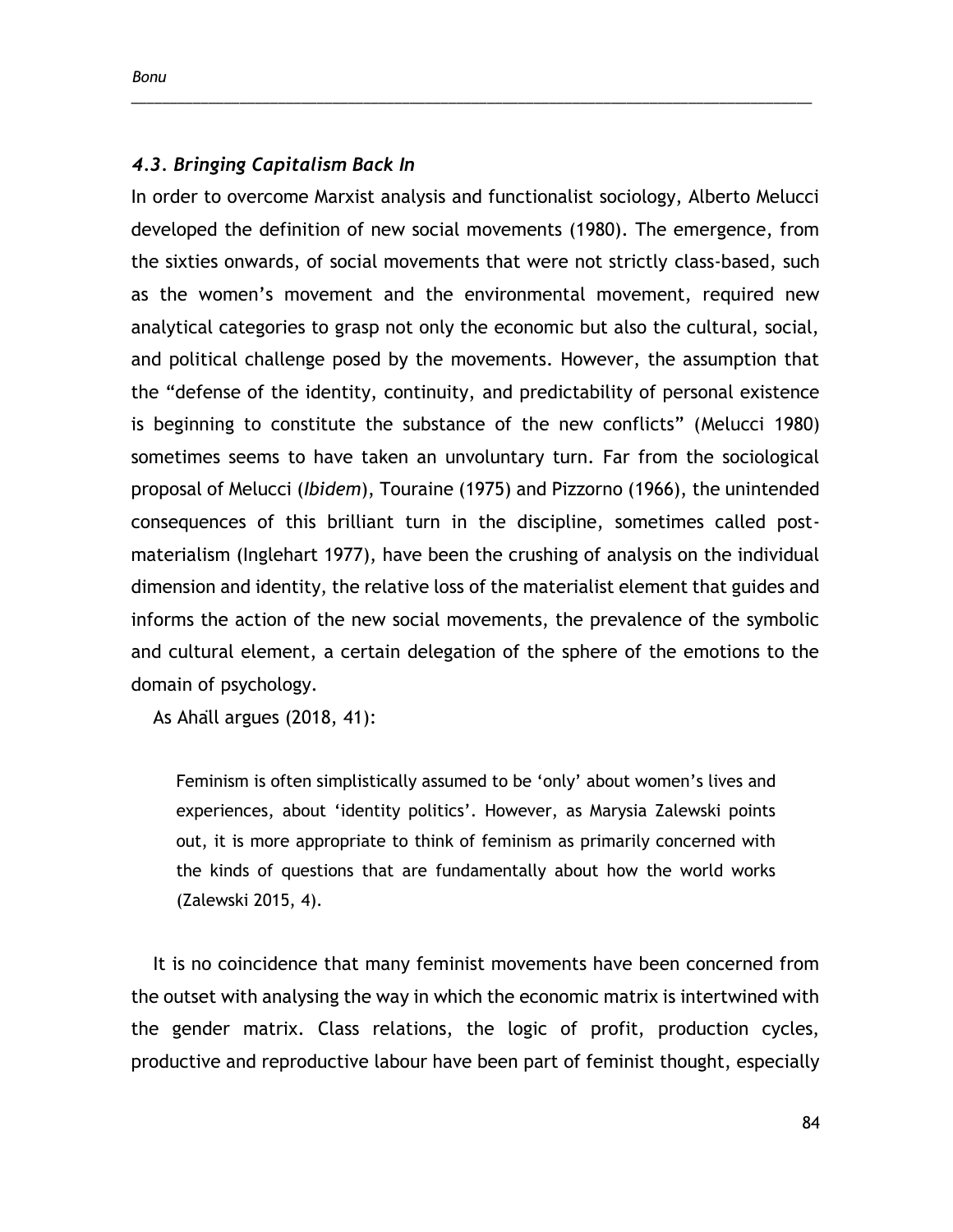### *4.3. Bringing Capitalism Back In*

In order to overcome Marxist analysis and functionalist sociology, Alberto Melucci developed the definition of new social movements (1980). The emergence, from the sixties onwards, of social movements that were not strictly class-based, such as the women's movement and the environmental movement, required new analytical categories to grasp not only the economic but also the cultural, social, and political challenge posed by the movements. However, the assumption that the "defense of the identity, continuity, and predictability of personal existence is beginning to constitute the substance of the new conflicts" (Melucci 1980) sometimes seems to have taken an unvoluntary turn. Far from the sociological proposal of Melucci (*Ibidem*), Touraine (1975) and Pizzorno (1966), the unintended consequences of this brilliant turn in the discipline, sometimes called post-materialism (Inglehart 1977), have been the crushing of analysis on the individual dimension and identity, the relative loss of the materialist element that guides and informs the action of the new social movements, the prevalence of the symbolic and cultural element, a certain delegation of the sphere of the emotions to the domain of psychology.

As Ahäll argues (2018, 41):

> Feminism is often simplistically assumed to be 'only' about women's lives and experiences, about 'identity politics'. However, as Marysia Zalewski points out, it is more appropriate to think of feminism as primarily concerned with the kinds of questions that are fundamentally about how the world works (Zalewski 2015, 4).

It is no coincidence that many feminist movements have been concerned from the outset with analysing the way in which the economic matrix is intertwined with the gender matrix. Class relations, the logic of profit, production cycles, productive and reproductive labour have been part of feminist thought, especially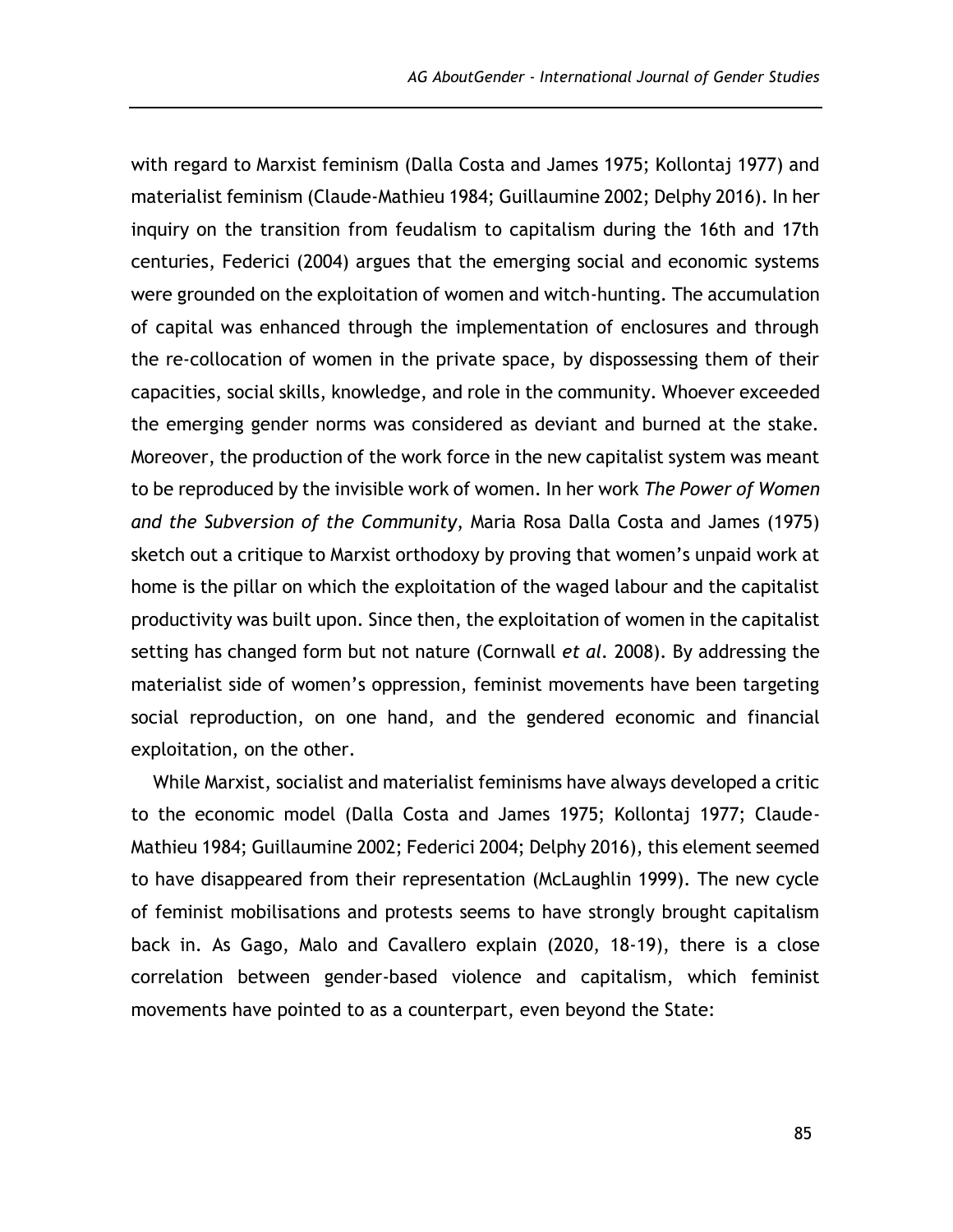with regard to Marxist feminism (Dalla Costa and James 1975; Kollontaj 1977) and materialist feminism (Claude-Mathieu 1984; Guillaumine 2002; Delphy 2016). In her inquiry on the transition from feudalism to capitalism during the 16th and 17th centuries, Federici (2004) argues that the emerging social and economic systems were grounded on the exploitation of women and witch-hunting. The accumulation of capital was enhanced through the implementation of enclosures and through the re-collocation of women in the private space, by dispossessing them of their capacities, social skills, knowledge, and role in the community. Whoever exceeded the emerging gender norms was considered as deviant and burned at the stake. Moreover, the production of the work force in the new capitalist system was meant to be reproduced by the invisible work of women. In her work *The Power of Women and the Subversion of the Community*, Maria Rosa Dalla Costa and James (1975) sketch out a critique to Marxist orthodoxy by proving that women's unpaid work at home is the pillar on which the exploitation of the waged labour and the capitalist productivity was built upon. Since then, the exploitation of women in the capitalist setting has changed form but not nature (Cornwall *et al.* 2008). By addressing the materialist side of women's oppression, feminist movements have been targeting social reproduction, on one hand, and the gendered economic and financial exploitation, on the other.

While Marxist, socialist and materialist feminisms have always developed a critic to the economic model (Dalla Costa and James 1975; Kollontaj 1977; Claude-Mathieu 1984; Guillaumine 2002; Federici 2004; Delphy 2016), this element seemed to have disappeared from their representation (McLaughlin 1999). The new cycle of feminist mobilisations and protests seems to have strongly brought capitalism back in. As Gago, Malo and Cavallero explain (2020, 18-19), there is a close correlation between gender-based violence and capitalism, which feminist movements have pointed to as a counterpart, even beyond the State: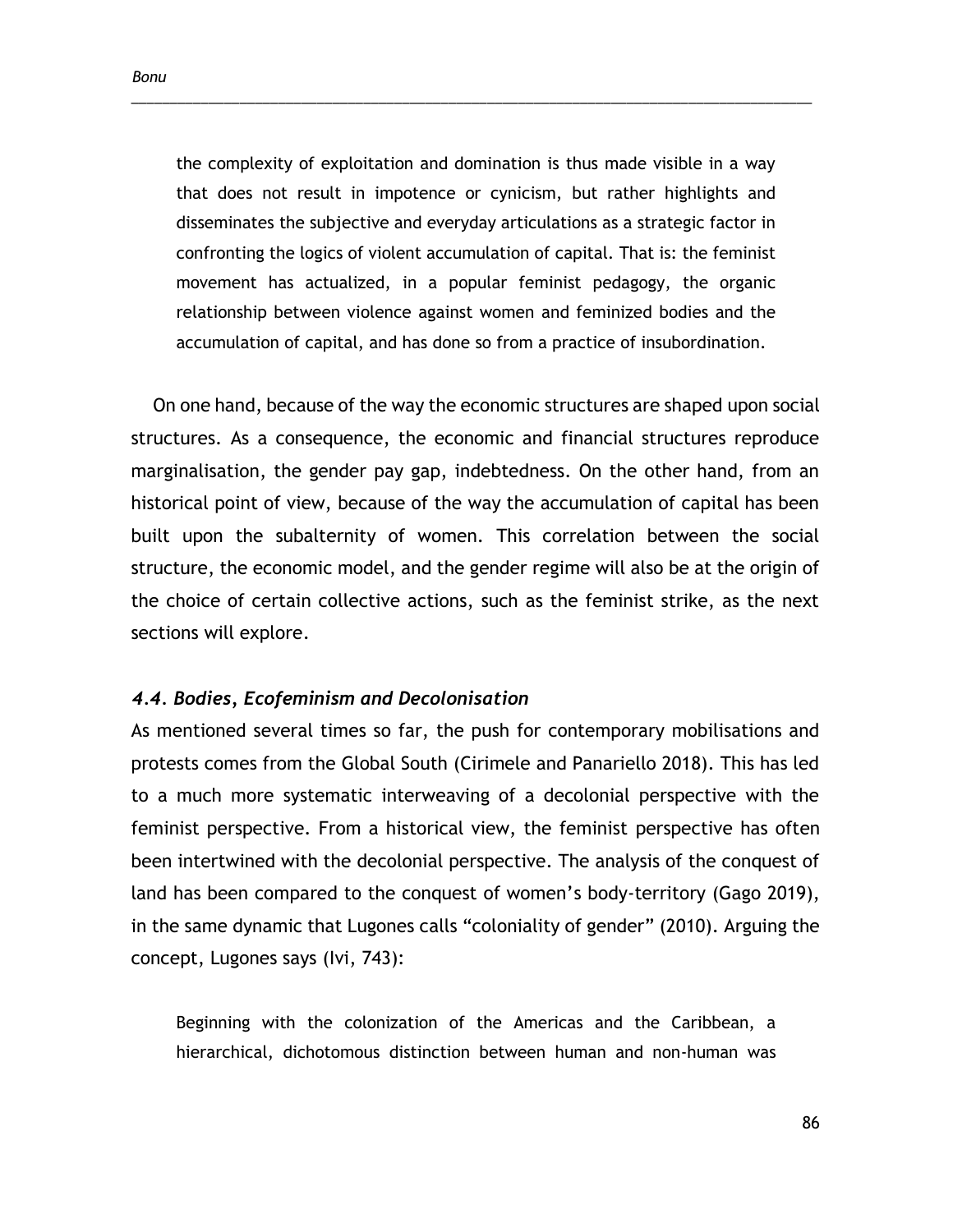> the complexity of exploitation and domination is thus made visible in a way that does not result in impotence or cynicism, but rather highlights and disseminates the subjective and everyday articulations as a strategic factor in confronting the logics of violent accumulation of capital. That is: the feminist movement has actualized, in a popular feminist pedagogy, the organic relationship between violence against women and feminized bodies and the accumulation of capital, and has done so from a practice of insubordination.

On one hand, because of the way the economic structures are shaped upon social structures. As a consequence, the economic and financial structures reproduce marginalisation, the gender pay gap, indebtedness. On the other hand, from an historical point of view, because of the way the accumulation of capital has been built upon the subalternity of women. This correlation between the social structure, the economic model, and the gender regime will also be at the origin of the choice of certain collective actions, such as the feminist strike, as the next sections will explore.

### *4.4. Bodies, Ecofeminism and Decolonisation*

As mentioned several times so far, the push for contemporary mobilisations and protests comes from the Global South (Cirimele and Panariello 2018). This has led to a much more systematic interweaving of a decolonial perspective with the feminist perspective. From a historical view, the feminist perspective has often been intertwined with the decolonial perspective. The analysis of the conquest of land has been compared to the conquest of women's body-territory (Gago 2019), in the same dynamic that Lugones calls "coloniality of gender" (2010). Arguing the concept, Lugones says (Ivi, 743):

> Beginning with the colonization of the Americas and the Caribbean, a hierarchical, dichotomous distinction between human and non-human was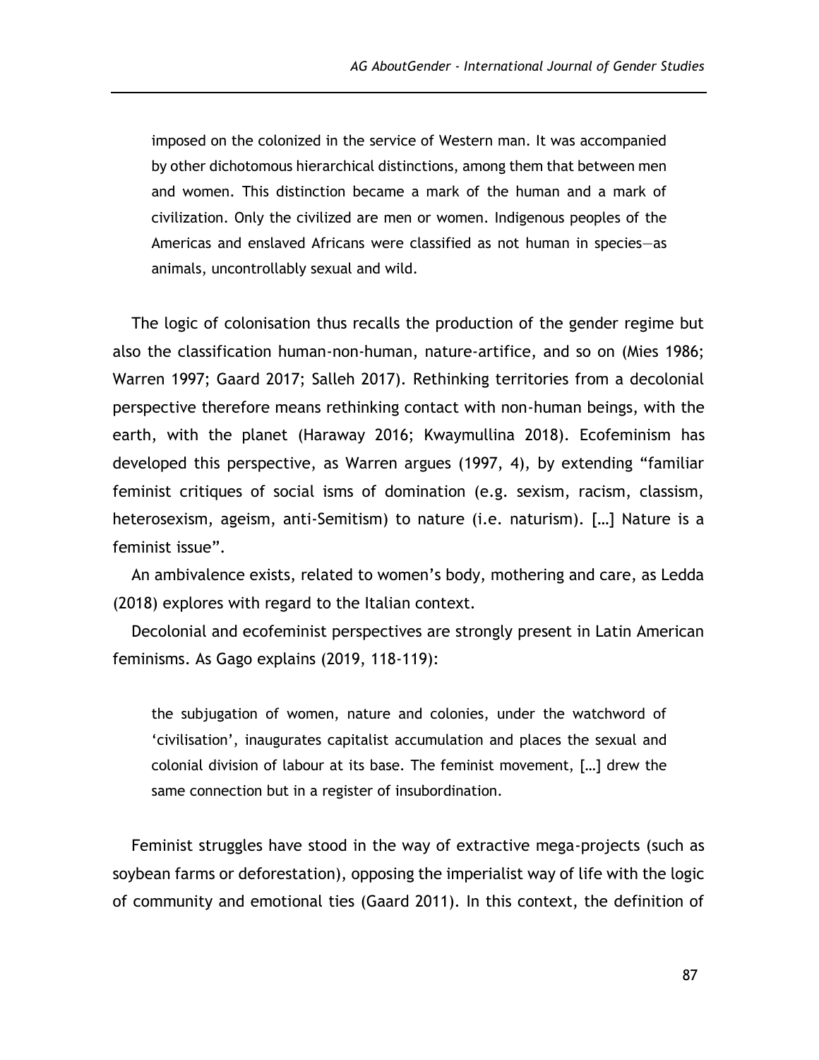> imposed on the colonized in the service of Western man. It was accompanied by other dichotomous hierarchical distinctions, among them that between men and women. This distinction became a mark of the human and a mark of civilization. Only the civilized are men or women. Indigenous peoples of the Americas and enslaved Africans were classified as not human in species—as animals, uncontrollably sexual and wild.

The logic of colonisation thus recalls the production of the gender regime but also the classification human-non-human, nature-artifice, and so on (Mies 1986; Warren 1997; Gaard 2017; Salleh 2017). Rethinking territories from a decolonial perspective therefore means rethinking contact with non-human beings, with the earth, with the planet (Haraway 2016; Kwaymullina 2018). Ecofeminism has developed this perspective, as Warren argues (1997, 4), by extending "familiar feminist critiques of social isms of domination (e.g. sexism, racism, classism, heterosexism, ageism, anti-Semitism) to nature (i.e. naturism). […] Nature is a feminist issue".

An ambivalence exists, related to women's body, mothering and care, as Ledda (2018) explores with regard to the Italian context.

Decolonial and ecofeminist perspectives are strongly present in Latin American feminisms. As Gago explains (2019, 118-119):

> the subjugation of women, nature and colonies, under the watchword of 'civilisation', inaugurates capitalist accumulation and places the sexual and colonial division of labour at its base. The feminist movement, […] drew the same connection but in a register of insubordination.

Feminist struggles have stood in the way of extractive mega-projects (such as soybean farms or deforestation), opposing the imperialist way of life with the logic of community and emotional ties (Gaard 2011). In this context, the definition of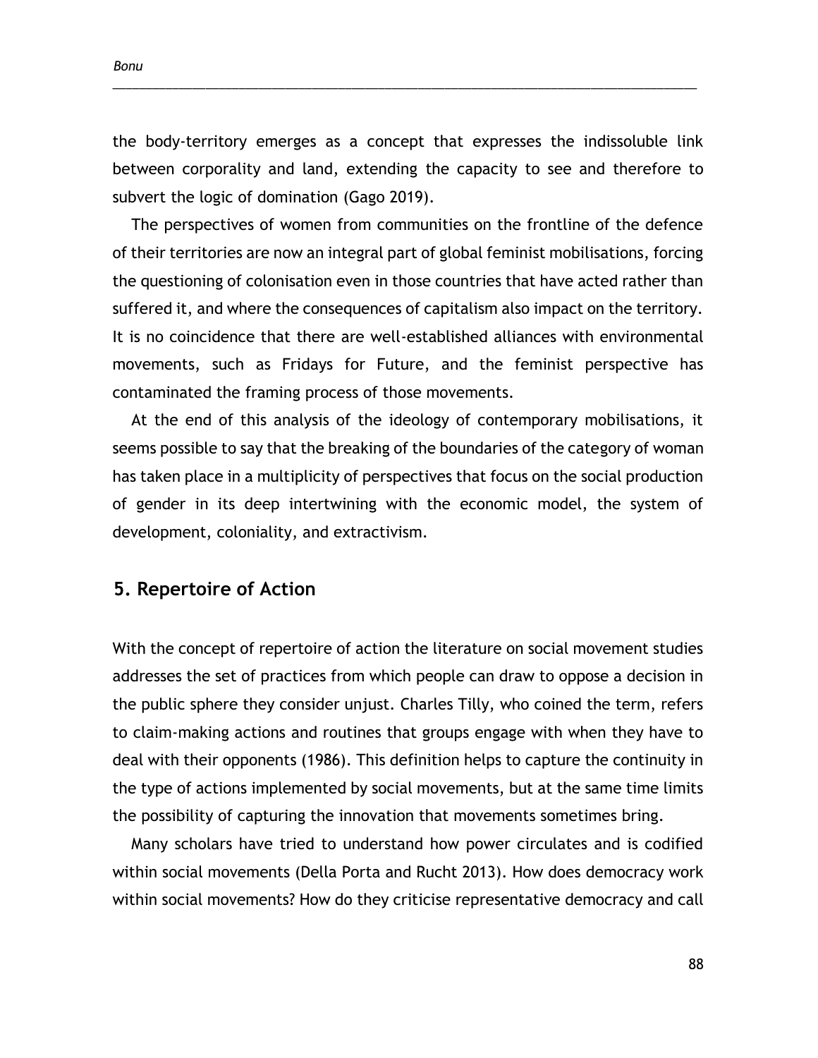the body-territory emerges as a concept that expresses the indissoluble link between corporality and land, extending the capacity to see and therefore to subvert the logic of domination (Gago 2019).

The perspectives of women from communities on the frontline of the defence of their territories are now an integral part of global feminist mobilisations, forcing the questioning of colonisation even in those countries that have acted rather than suffered it, and where the consequences of capitalism also impact on the territory. It is no coincidence that there are well-established alliances with environmental movements, such as Fridays for Future, and the feminist perspective has contaminated the framing process of those movements.

At the end of this analysis of the ideology of contemporary mobilisations, it seems possible to say that the breaking of the boundaries of the category of woman has taken place in a multiplicity of perspectives that focus on the social production of gender in its deep intertwining with the economic model, the system of development, coloniality, and extractivism.

## 5. Repertoire of Action

With the concept of repertoire of action the literature on social movement studies addresses the set of practices from which people can draw to oppose a decision in the public sphere they consider unjust. Charles Tilly, who coined the term, refers to claim-making actions and routines that groups engage with when they have to deal with their opponents (1986). This definition helps to capture the continuity in the type of actions implemented by social movements, but at the same time limits the possibility of capturing the innovation that movements sometimes bring.

Many scholars have tried to understand how power circulates and is codified within social movements (Della Porta and Rucht 2013). How does democracy work within social movements? How do they criticise representative democracy and call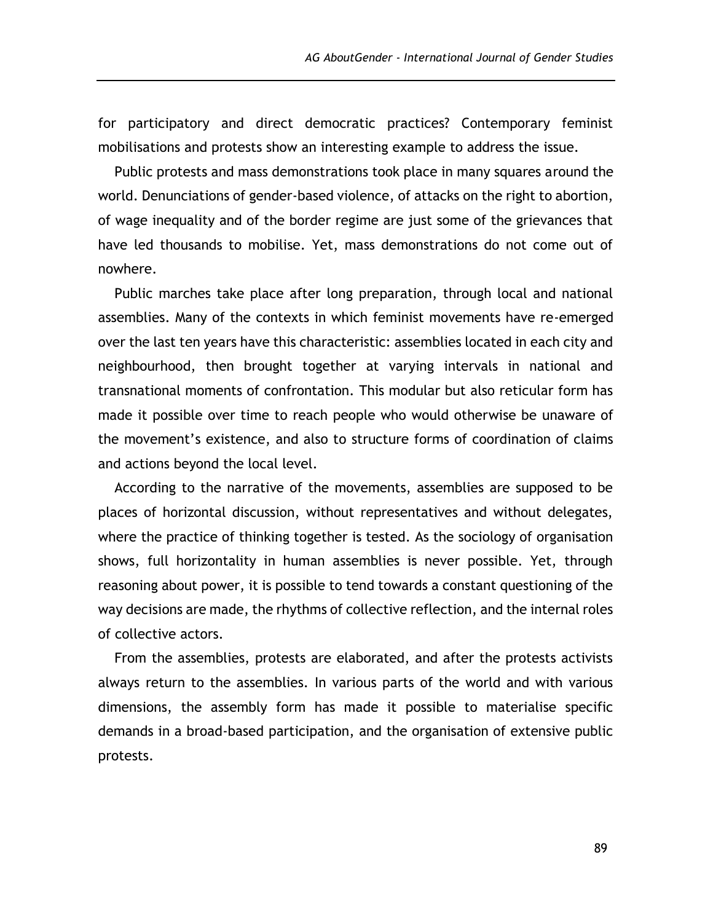for participatory and direct democratic practices? Contemporary feminist mobilisations and protests show an interesting example to address the issue.

Public protests and mass demonstrations took place in many squares around the world. Denunciations of gender-based violence, of attacks on the right to abortion, of wage inequality and of the border regime are just some of the grievances that have led thousands to mobilise. Yet, mass demonstrations do not come out of nowhere.

Public marches take place after long preparation, through local and national assemblies. Many of the contexts in which feminist movements have re-emerged over the last ten years have this characteristic: assemblies located in each city and neighbourhood, then brought together at varying intervals in national and transnational moments of confrontation. This modular but also reticular form has made it possible over time to reach people who would otherwise be unaware of the movement's existence, and also to structure forms of coordination of claims and actions beyond the local level.

According to the narrative of the movements, assemblies are supposed to be places of horizontal discussion, without representatives and without delegates, where the practice of thinking together is tested. As the sociology of organisation shows, full horizontality in human assemblies is never possible. Yet, through reasoning about power, it is possible to tend towards a constant questioning of the way decisions are made, the rhythms of collective reflection, and the internal roles of collective actors.

From the assemblies, protests are elaborated, and after the protests activists always return to the assemblies. In various parts of the world and with various dimensions, the assembly form has made it possible to materialise specific demands in a broad-based participation, and the organisation of extensive public protests.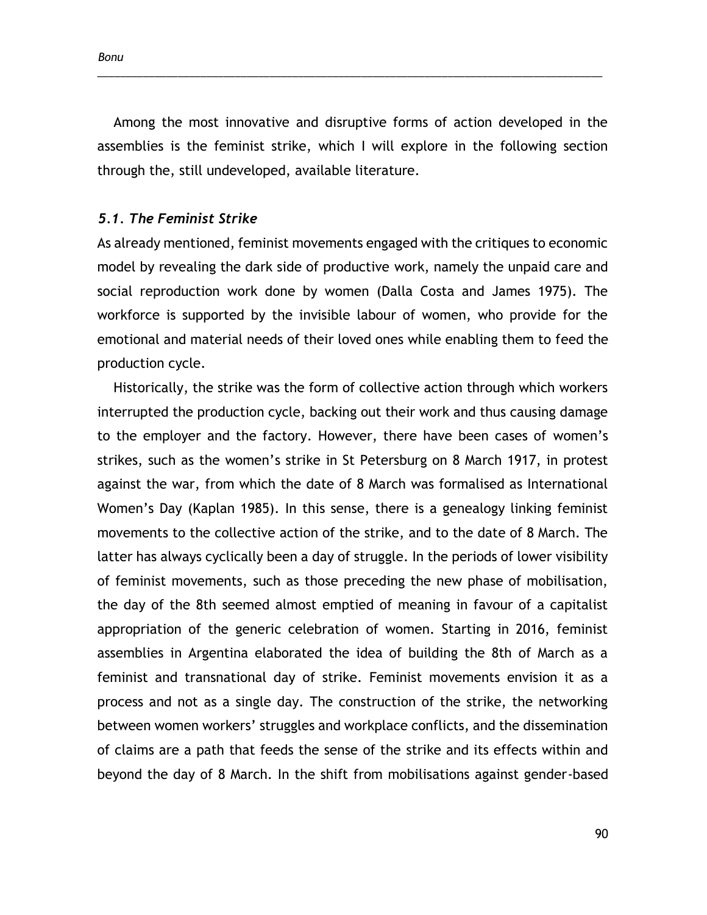Among the most innovative and disruptive forms of action developed in the assemblies is the feminist strike, which I will explore in the following section through the, still undeveloped, available literature.

### *5.1. The Feminist Strike*

As already mentioned, feminist movements engaged with the critiques to economic model by revealing the dark side of productive work, namely the unpaid care and social reproduction work done by women (Dalla Costa and James 1975). The workforce is supported by the invisible labour of women, who provide for the emotional and material needs of their loved ones while enabling them to feed the production cycle.

Historically, the strike was the form of collective action through which workers interrupted the production cycle, backing out their work and thus causing damage to the employer and the factory. However, there have been cases of women's strikes, such as the women's strike in St Petersburg on 8 March 1917, in protest against the war, from which the date of 8 March was formalised as International Women's Day (Kaplan 1985). In this sense, there is a genealogy linking feminist movements to the collective action of the strike, and to the date of 8 March. The latter has always cyclically been a day of struggle. In the periods of lower visibility of feminist movements, such as those preceding the new phase of mobilisation, the day of the 8th seemed almost emptied of meaning in favour of a capitalist appropriation of the generic celebration of women. Starting in 2016, feminist assemblies in Argentina elaborated the idea of building the 8th of March as a feminist and transnational day of strike. Feminist movements envision it as a process and not as a single day. The construction of the strike, the networking between women workers' struggles and workplace conflicts, and the dissemination of claims are a path that feeds the sense of the strike and its effects within and beyond the day of 8 March. In the shift from mobilisations against gender-based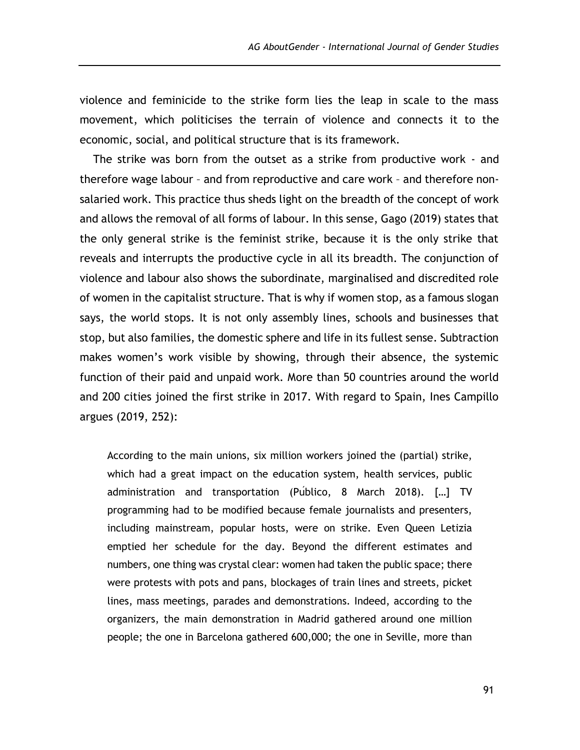violence and feminicide to the strike form lies the leap in scale to the mass movement, which politicises the terrain of violence and connects it to the economic, social, and political structure that is its framework.

The strike was born from the outset as a strike from productive work - and therefore wage labour – and from reproductive and care work – and therefore non-salaried work. This practice thus sheds light on the breadth of the concept of work and allows the removal of all forms of labour. In this sense, Gago (2019) states that the only general strike is the feminist strike, because it is the only strike that reveals and interrupts the productive cycle in all its breadth. The conjunction of violence and labour also shows the subordinate, marginalised and discredited role of women in the capitalist structure. That is why if women stop, as a famous slogan says, the world stops. It is not only assembly lines, schools and businesses that stop, but also families, the domestic sphere and life in its fullest sense. Subtraction makes women's work visible by showing, through their absence, the systemic function of their paid and unpaid work. More than 50 countries around the world and 200 cities joined the first strike in 2017. With regard to Spain, Ines Campillo argues (2019, 252):

> According to the main unions, six million workers joined the (partial) strike, which had a great impact on the education system, health services, public administration and transportation (Público, 8 March 2018). […] TV programming had to be modified because female journalists and presenters, including mainstream, popular hosts, were on strike. Even Queen Letizia emptied her schedule for the day. Beyond the different estimates and numbers, one thing was crystal clear: women had taken the public space; there were protests with pots and pans, blockages of train lines and streets, picket lines, mass meetings, parades and demonstrations. Indeed, according to the organizers, the main demonstration in Madrid gathered around one million people; the one in Barcelona gathered 600,000; the one in Seville, more than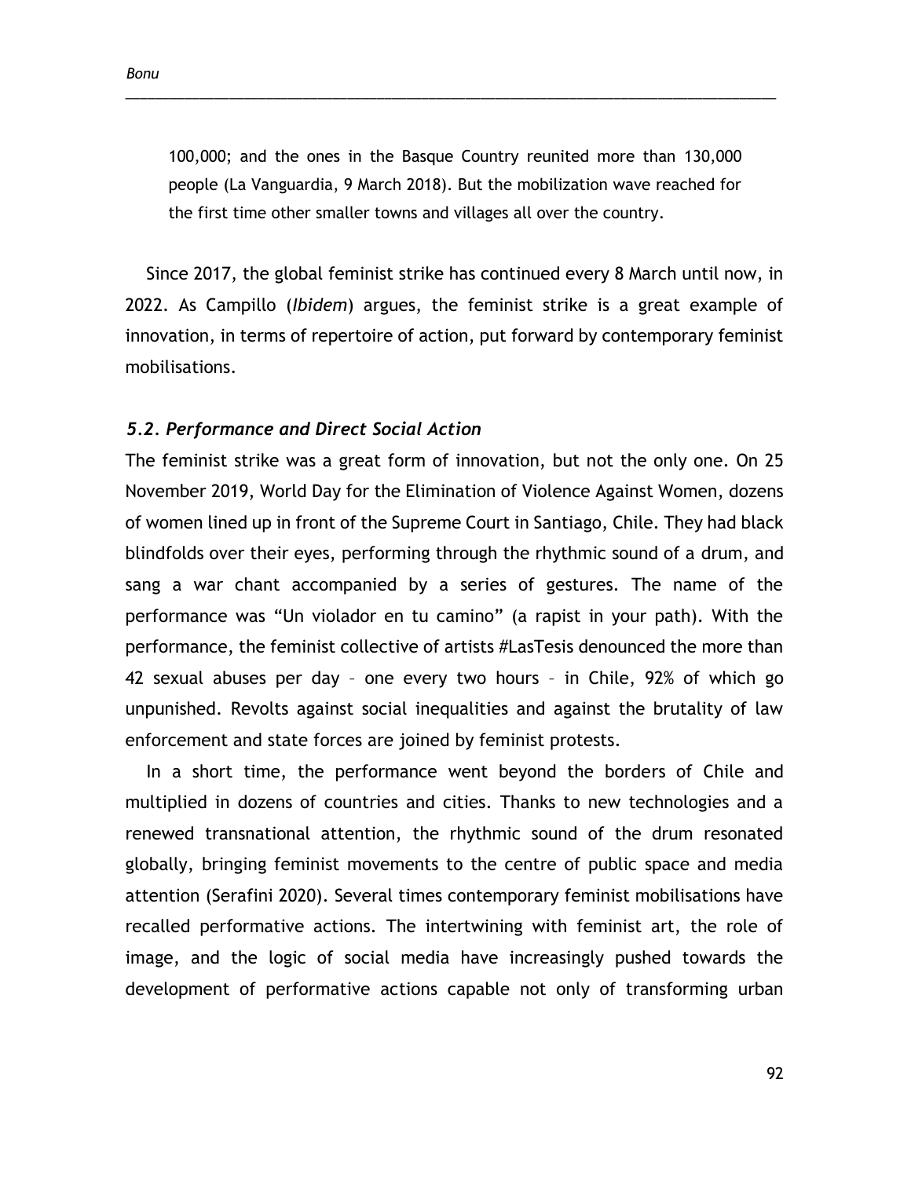100,000; and the ones in the Basque Country reunited more than 130,000 people (La Vanguardia, 9 March 2018). But the mobilization wave reached for the first time other smaller towns and villages all over the country.

Since 2017, the global feminist strike has continued every 8 March until now, in 2022. As Campillo (*Ibidem*) argues, the feminist strike is a great example of innovation, in terms of repertoire of action, put forward by contemporary feminist mobilisations.

### *5.2. Performance and Direct Social Action*

The feminist strike was a great form of innovation, but not the only one. On 25 November 2019, World Day for the Elimination of Violence Against Women, dozens of women lined up in front of the Supreme Court in Santiago, Chile. They had black blindfolds over their eyes, performing through the rhythmic sound of a drum, and sang a war chant accompanied by a series of gestures. The name of the performance was "Un violador en tu camino" (a rapist in your path). With the performance, the feminist collective of artists #LasTesis denounced the more than 42 sexual abuses per day – one every two hours – in Chile, 92% of which go unpunished. Revolts against social inequalities and against the brutality of law enforcement and state forces are joined by feminist protests.

In a short time, the performance went beyond the borders of Chile and multiplied in dozens of countries and cities. Thanks to new technologies and a renewed transnational attention, the rhythmic sound of the drum resonated globally, bringing feminist movements to the centre of public space and media attention (Serafini 2020). Several times contemporary feminist mobilisations have recalled performative actions. The intertwining with feminist art, the role of image, and the logic of social media have increasingly pushed towards the development of performative actions capable not only of transforming urban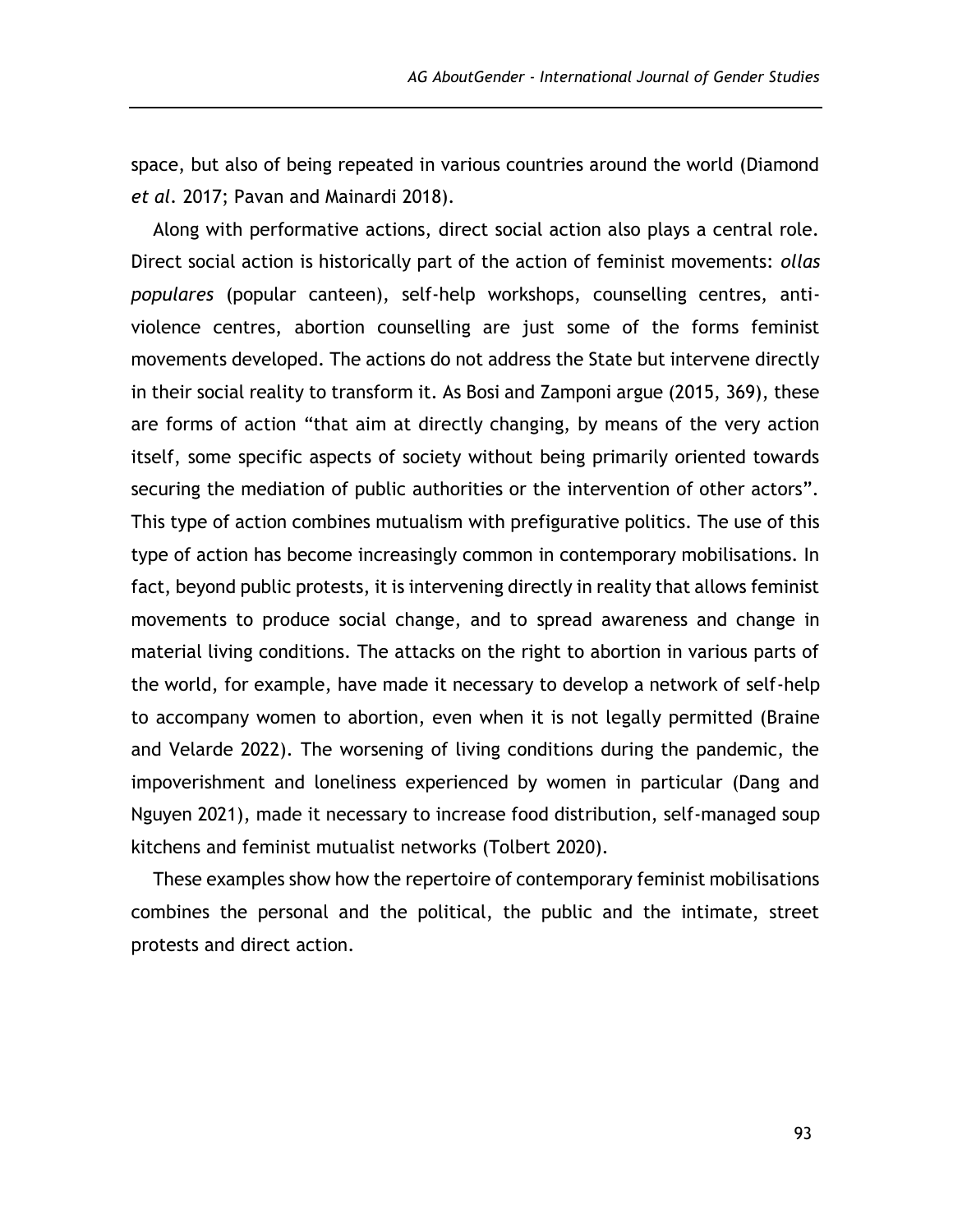space, but also of being repeated in various countries around the world (Diamond *et al*. 2017; Pavan and Mainardi 2018).

Along with performative actions, direct social action also plays a central role. Direct social action is historically part of the action of feminist movements: *ollas populares* (popular canteen), self-help workshops, counselling centres, anti-violence centres, abortion counselling are just some of the forms feminist movements developed. The actions do not address the State but intervene directly in their social reality to transform it. As Bosi and Zamponi argue (2015, 369), these are forms of action "that aim at directly changing, by means of the very action itself, some specific aspects of society without being primarily oriented towards securing the mediation of public authorities or the intervention of other actors". This type of action combines mutualism with prefigurative politics. The use of this type of action has become increasingly common in contemporary mobilisations. In fact, beyond public protests, it is intervening directly in reality that allows feminist movements to produce social change, and to spread awareness and change in material living conditions. The attacks on the right to abortion in various parts of the world, for example, have made it necessary to develop a network of self-help to accompany women to abortion, even when it is not legally permitted (Braine and Velarde 2022). The worsening of living conditions during the pandemic, the impoverishment and loneliness experienced by women in particular (Dang and Nguyen 2021), made it necessary to increase food distribution, self-managed soup kitchens and feminist mutualist networks (Tolbert 2020).

These examples show how the repertoire of contemporary feminist mobilisations combines the personal and the political, the public and the intimate, street protests and direct action.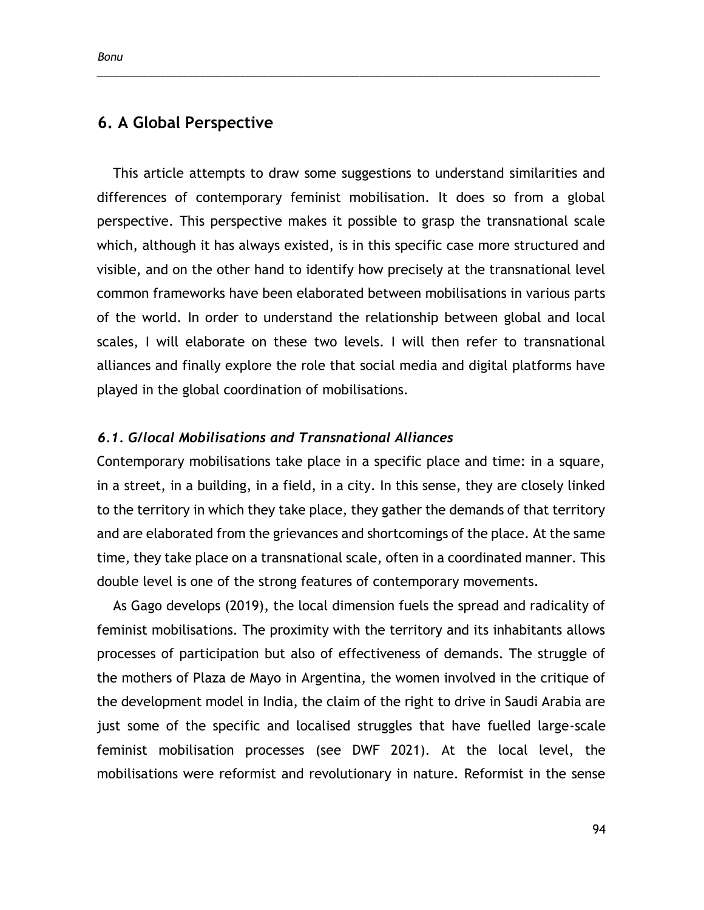## 6. A Global Perspective

This article attempts to draw some suggestions to understand similarities and differences of contemporary feminist mobilisation. It does so from a global perspective. This perspective makes it possible to grasp the transnational scale which, although it has always existed, is in this specific case more structured and visible, and on the other hand to identify how precisely at the transnational level common frameworks have been elaborated between mobilisations in various parts of the world. In order to understand the relationship between global and local scales, I will elaborate on these two levels. I will then refer to transnational alliances and finally explore the role that social media and digital platforms have played in the global coordination of mobilisations.

### *6.1. G/local Mobilisations and Transnational Alliances*

Contemporary mobilisations take place in a specific place and time: in a square, in a street, in a building, in a field, in a city. In this sense, they are closely linked to the territory in which they take place, they gather the demands of that territory and are elaborated from the grievances and shortcomings of the place. At the same time, they take place on a transnational scale, often in a coordinated manner. This double level is one of the strong features of contemporary movements.

As Gago develops (2019), the local dimension fuels the spread and radicality of feminist mobilisations. The proximity with the territory and its inhabitants allows processes of participation but also of effectiveness of demands. The struggle of the mothers of Plaza de Mayo in Argentina, the women involved in the critique of the development model in India, the claim of the right to drive in Saudi Arabia are just some of the specific and localised struggles that have fuelled large-scale feminist mobilisation processes (see DWF 2021). At the local level, the mobilisations were reformist and revolutionary in nature. Reformist in the sense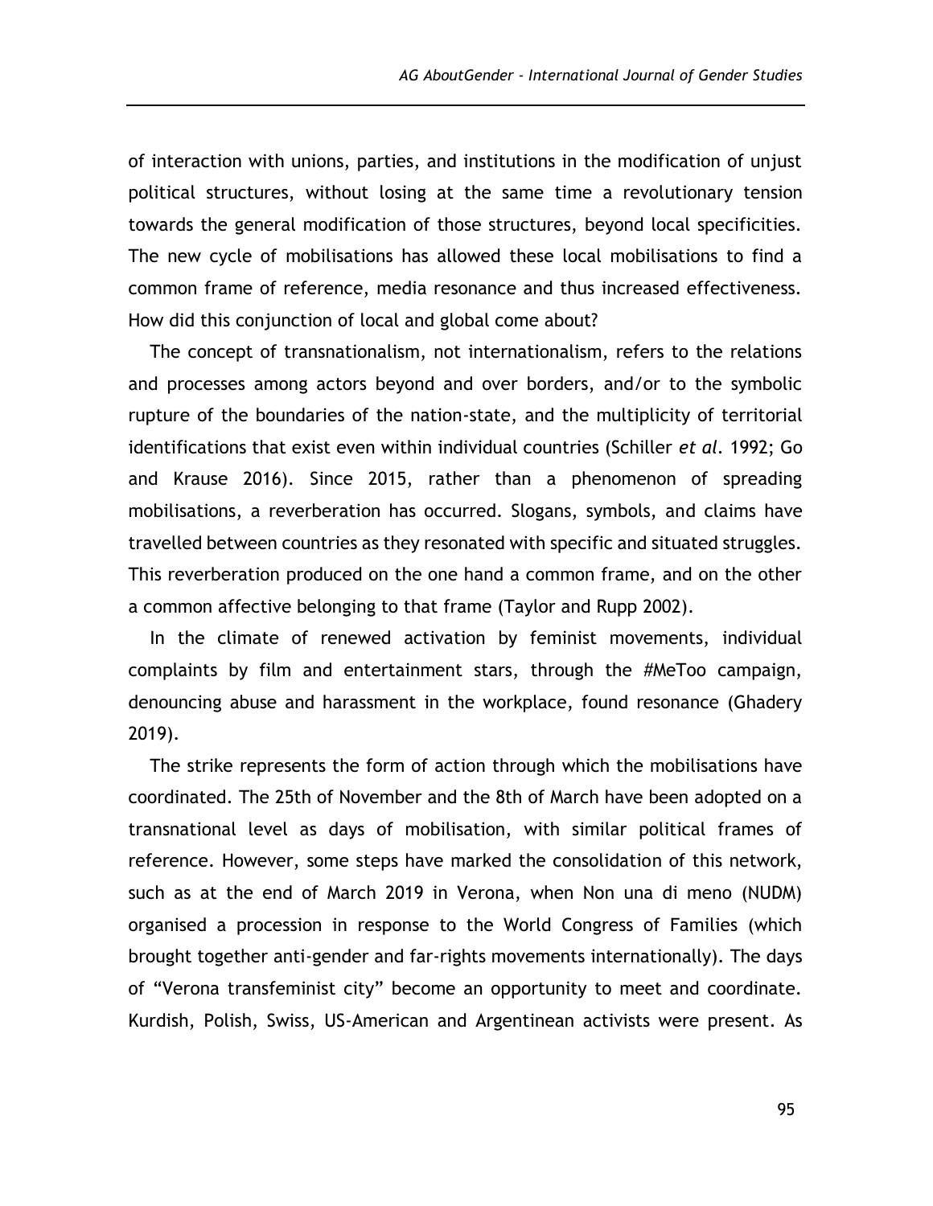of interaction with unions, parties, and institutions in the modification of unjust political structures, without losing at the same time a revolutionary tension towards the general modification of those structures, beyond local specificities. The new cycle of mobilisations has allowed these local mobilisations to find a common frame of reference, media resonance and thus increased effectiveness. How did this conjunction of local and global come about?

The concept of transnationalism, not internationalism, refers to the relations and processes among actors beyond and over borders, and/or to the symbolic rupture of the boundaries of the nation-state, and the multiplicity of territorial identifications that exist even within individual countries (Schiller *et al.* 1992; Go and Krause 2016). Since 2015, rather than a phenomenon of spreading mobilisations, a reverberation has occurred. Slogans, symbols, and claims have travelled between countries as they resonated with specific and situated struggles. This reverberation produced on the one hand a common frame, and on the other a common affective belonging to that frame (Taylor and Rupp 2002).

In the climate of renewed activation by feminist movements, individual complaints by film and entertainment stars, through the #MeToo campaign, denouncing abuse and harassment in the workplace, found resonance (Ghadery 2019).

The strike represents the form of action through which the mobilisations have coordinated. The 25th of November and the 8th of March have been adopted on a transnational level as days of mobilisation, with similar political frames of reference. However, some steps have marked the consolidation of this network, such as at the end of March 2019 in Verona, when Non una di meno (NUDM) organised a procession in response to the World Congress of Families (which brought together anti-gender and far-rights movements internationally). The days of "Verona transfeminist city" become an opportunity to meet and coordinate. Kurdish, Polish, Swiss, US-American and Argentinean activists were present. As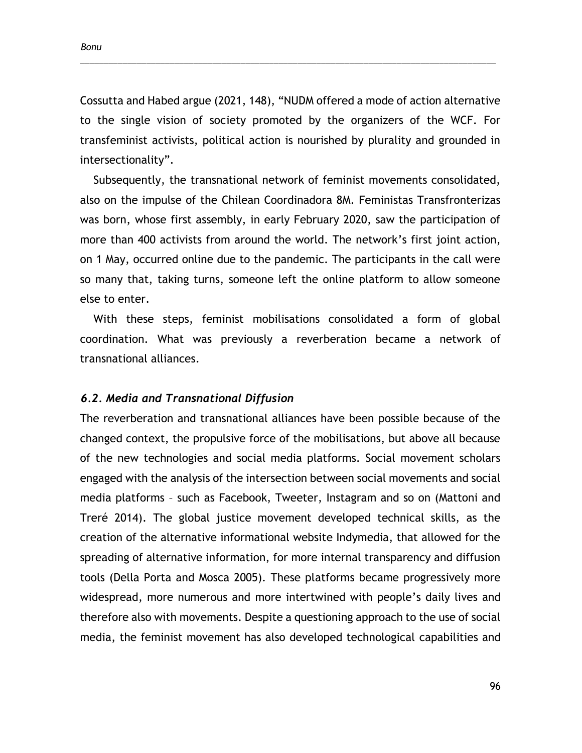Cossutta and Habed argue (2021, 148), "NUDM offered a mode of action alternative to the single vision of society promoted by the organizers of the WCF. For transfeminist activists, political action is nourished by plurality and grounded in intersectionality".

Subsequently, the transnational network of feminist movements consolidated, also on the impulse of the Chilean Coordinadora 8M. Feministas Transfronterizas was born, whose first assembly, in early February 2020, saw the participation of more than 400 activists from around the world. The network's first joint action, on 1 May, occurred online due to the pandemic. The participants in the call were so many that, taking turns, someone left the online platform to allow someone else to enter.

With these steps, feminist mobilisations consolidated a form of global coordination. What was previously a reverberation became a network of transnational alliances.

### *6.2. Media and Transnational Diffusion*

The reverberation and transnational alliances have been possible because of the changed context, the propulsive force of the mobilisations, but above all because of the new technologies and social media platforms. Social movement scholars engaged with the analysis of the intersection between social movements and social media platforms – such as Facebook, Tweeter, Instagram and so on (Mattoni and Treré 2014). The global justice movement developed technical skills, as the creation of the alternative informational website Indymedia, that allowed for the spreading of alternative information, for more internal transparency and diffusion tools (Della Porta and Mosca 2005). These platforms became progressively more widespread, more numerous and more intertwined with people's daily lives and therefore also with movements. Despite a questioning approach to the use of social media, the feminist movement has also developed technological capabilities and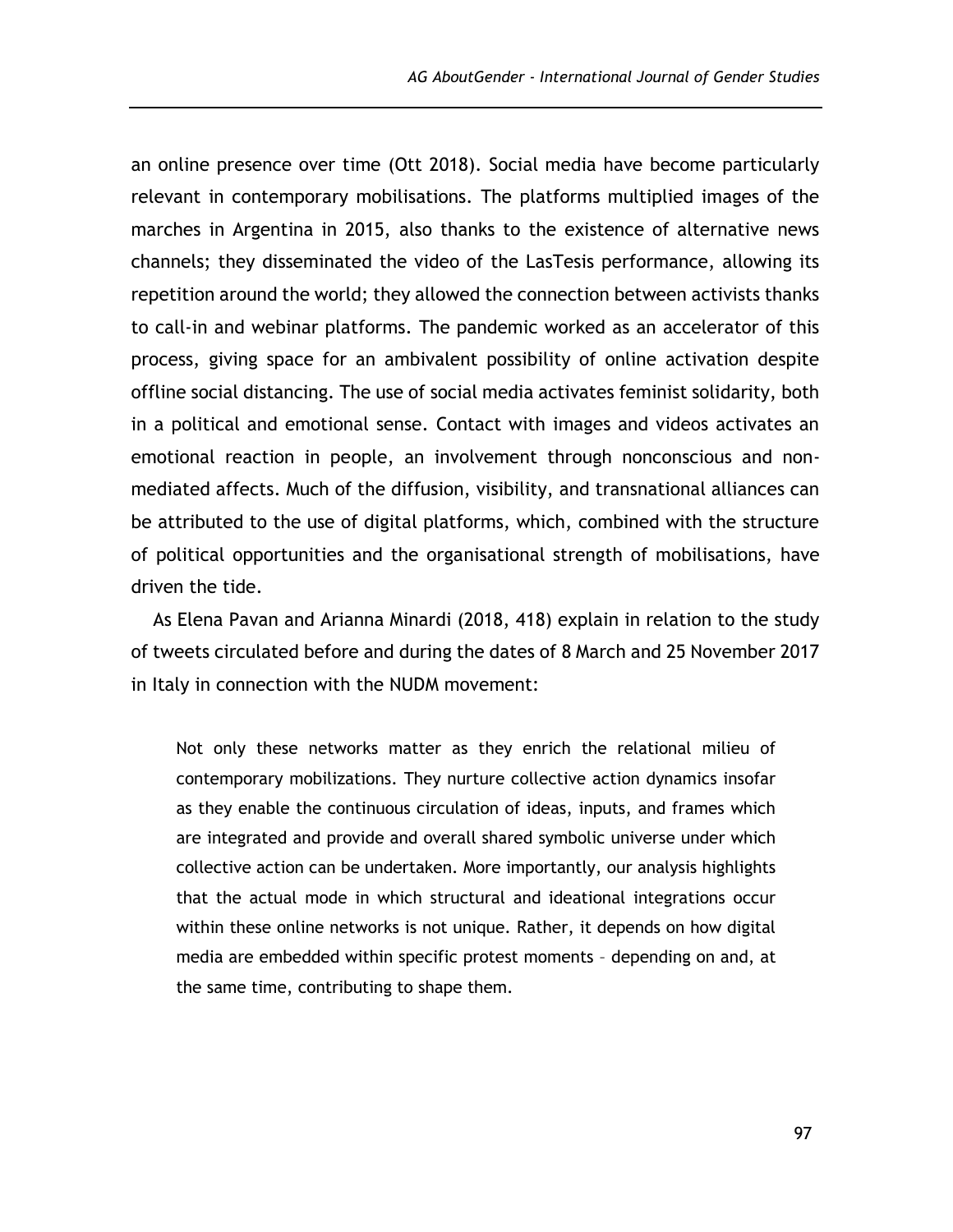an online presence over time (Ott 2018). Social media have become particularly relevant in contemporary mobilisations. The platforms multiplied images of the marches in Argentina in 2015, also thanks to the existence of alternative news channels; they disseminated the video of the LasTesis performance, allowing its repetition around the world; they allowed the connection between activists thanks to call-in and webinar platforms. The pandemic worked as an accelerator of this process, giving space for an ambivalent possibility of online activation despite offline social distancing. The use of social media activates feminist solidarity, both in a political and emotional sense. Contact with images and videos activates an emotional reaction in people, an involvement through nonconscious and non-mediated affects. Much of the diffusion, visibility, and transnational alliances can be attributed to the use of digital platforms, which, combined with the structure of political opportunities and the organisational strength of mobilisations, have driven the tide.

As Elena Pavan and Arianna Minardi (2018, 418) explain in relation to the study of tweets circulated before and during the dates of 8 March and 25 November 2017 in Italy in connection with the NUDM movement:

> Not only these networks matter as they enrich the relational milieu of contemporary mobilizations. They nurture collective action dynamics insofar as they enable the continuous circulation of ideas, inputs, and frames which are integrated and provide and overall shared symbolic universe under which collective action can be undertaken. More importantly, our analysis highlights that the actual mode in which structural and ideational integrations occur within these online networks is not unique. Rather, it depends on how digital media are embedded within specific protest moments – depending on and, at the same time, contributing to shape them.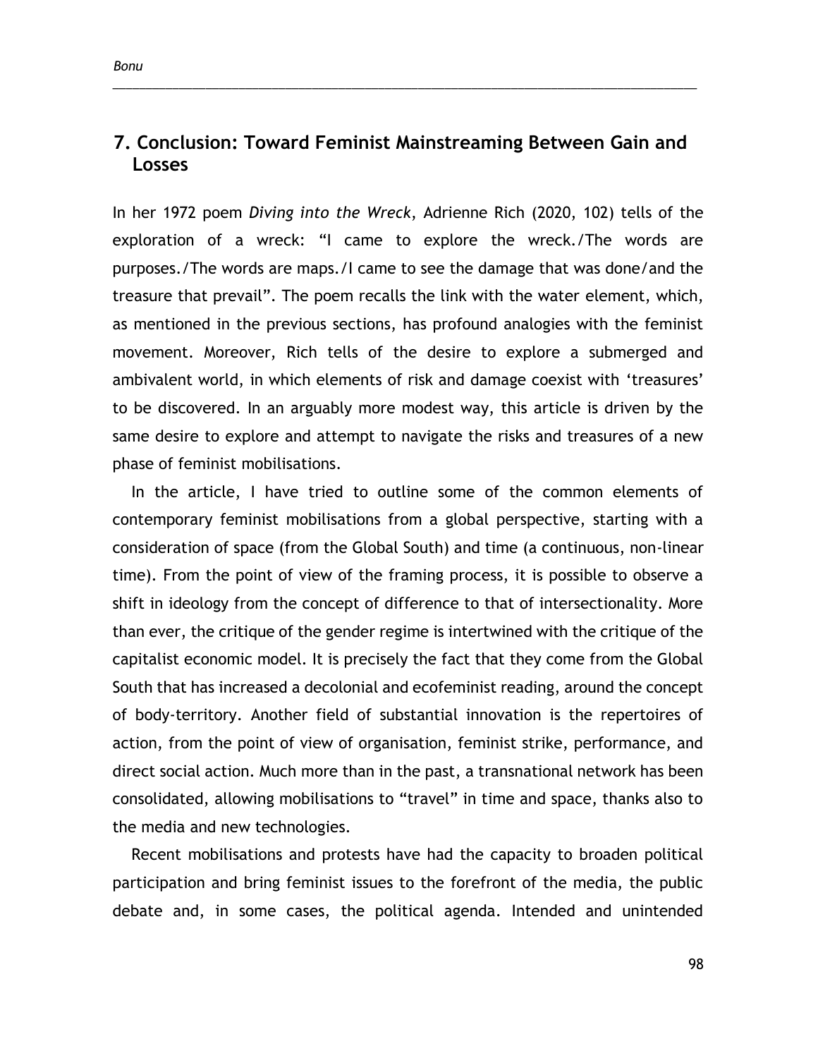## 7. Conclusion: Toward Feminist Mainstreaming Between Gain and Losses

In her 1972 poem *Diving into the Wreck*, Adrienne Rich (2020, 102) tells of the exploration of a wreck: "I came to explore the wreck./The words are purposes./The words are maps./I came to see the damage that was done/and the treasure that prevail". The poem recalls the link with the water element, which, as mentioned in the previous sections, has profound analogies with the feminist movement. Moreover, Rich tells of the desire to explore a submerged and ambivalent world, in which elements of risk and damage coexist with 'treasures' to be discovered. In an arguably more modest way, this article is driven by the same desire to explore and attempt to navigate the risks and treasures of a new phase of feminist mobilisations.

In the article, I have tried to outline some of the common elements of contemporary feminist mobilisations from a global perspective, starting with a consideration of space (from the Global South) and time (a continuous, non-linear time). From the point of view of the framing process, it is possible to observe a shift in ideology from the concept of difference to that of intersectionality. More than ever, the critique of the gender regime is intertwined with the critique of the capitalist economic model. It is precisely the fact that they come from the Global South that has increased a decolonial and ecofeminist reading, around the concept of body-territory. Another field of substantial innovation is the repertoires of action, from the point of view of organisation, feminist strike, performance, and direct social action. Much more than in the past, a transnational network has been consolidated, allowing mobilisations to "travel" in time and space, thanks also to the media and new technologies.

Recent mobilisations and protests have had the capacity to broaden political participation and bring feminist issues to the forefront of the media, the public debate and, in some cases, the political agenda. Intended and unintended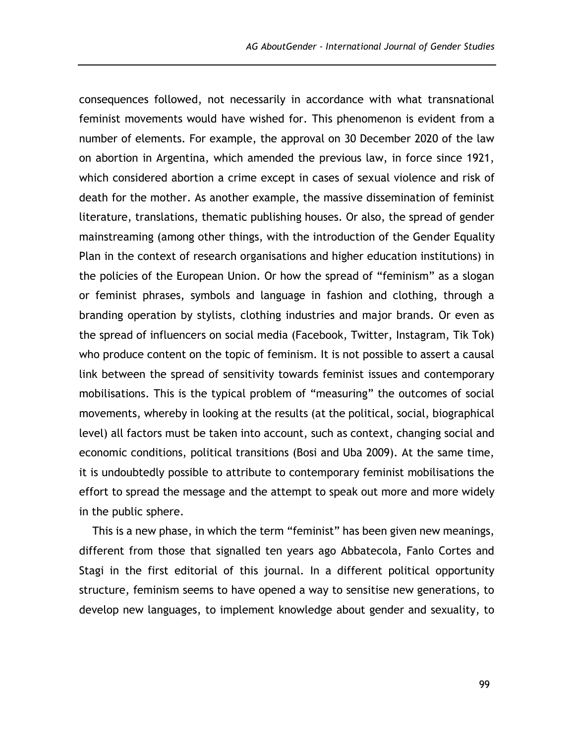consequences followed, not necessarily in accordance with what transnational feminist movements would have wished for. This phenomenon is evident from a number of elements. For example, the approval on 30 December 2020 of the law on abortion in Argentina, which amended the previous law, in force since 1921, which considered abortion a crime except in cases of sexual violence and risk of death for the mother. As another example, the massive dissemination of feminist literature, translations, thematic publishing houses. Or also, the spread of gender mainstreaming (among other things, with the introduction of the Gender Equality Plan in the context of research organisations and higher education institutions) in the policies of the European Union. Or how the spread of "feminism" as a slogan or feminist phrases, symbols and language in fashion and clothing, through a branding operation by stylists, clothing industries and major brands. Or even as the spread of influencers on social media (Facebook, Twitter, Instagram, Tik Tok) who produce content on the topic of feminism. It is not possible to assert a causal link between the spread of sensitivity towards feminist issues and contemporary mobilisations. This is the typical problem of "measuring" the outcomes of social movements, whereby in looking at the results (at the political, social, biographical level) all factors must be taken into account, such as context, changing social and economic conditions, political transitions (Bosi and Uba 2009). At the same time, it is undoubtedly possible to attribute to contemporary feminist mobilisations the effort to spread the message and the attempt to speak out more and more widely in the public sphere.

This is a new phase, in which the term "feminist" has been given new meanings, different from those that signalled ten years ago Abbatecola, Fanlo Cortes and Stagi in the first editorial of this journal. In a different political opportunity structure, feminism seems to have opened a way to sensitise new generations, to develop new languages, to implement knowledge about gender and sexuality, to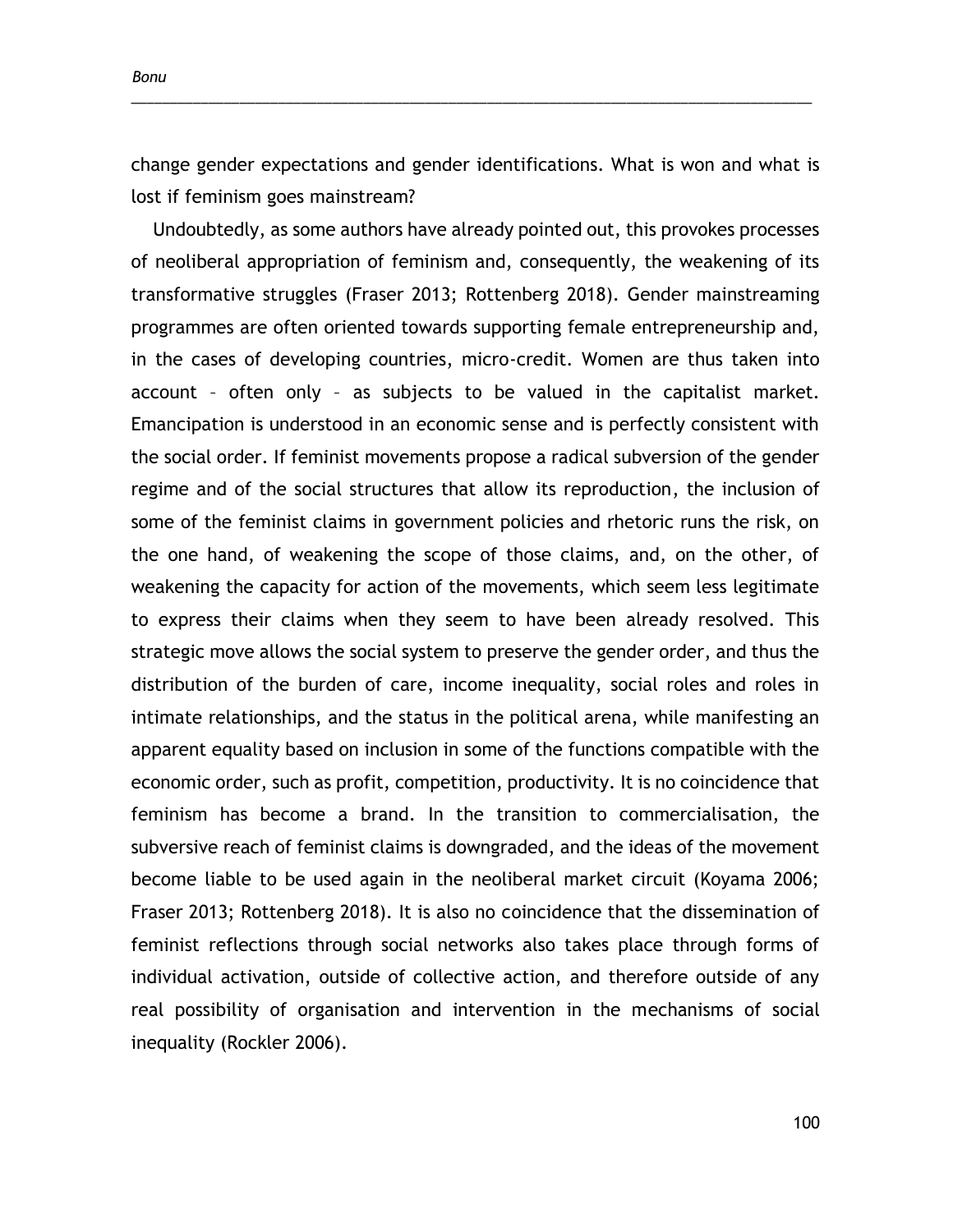change gender expectations and gender identifications. What is won and what is lost if feminism goes mainstream?

Undoubtedly, as some authors have already pointed out, this provokes processes of neoliberal appropriation of feminism and, consequently, the weakening of its transformative struggles (Fraser 2013; Rottenberg 2018). Gender mainstreaming programmes are often oriented towards supporting female entrepreneurship and, in the cases of developing countries, micro-credit. Women are thus taken into account – often only – as subjects to be valued in the capitalist market. Emancipation is understood in an economic sense and is perfectly consistent with the social order. If feminist movements propose a radical subversion of the gender regime and of the social structures that allow its reproduction, the inclusion of some of the feminist claims in government policies and rhetoric runs the risk, on the one hand, of weakening the scope of those claims, and, on the other, of weakening the capacity for action of the movements, which seem less legitimate to express their claims when they seem to have been already resolved. This strategic move allows the social system to preserve the gender order, and thus the distribution of the burden of care, income inequality, social roles and roles in intimate relationships, and the status in the political arena, while manifesting an apparent equality based on inclusion in some of the functions compatible with the economic order, such as profit, competition, productivity. It is no coincidence that feminism has become a brand. In the transition to commercialisation, the subversive reach of feminist claims is downgraded, and the ideas of the movement become liable to be used again in the neoliberal market circuit (Koyama 2006; Fraser 2013; Rottenberg 2018). It is also no coincidence that the dissemination of feminist reflections through social networks also takes place through forms of individual activation, outside of collective action, and therefore outside of any real possibility of organisation and intervention in the mechanisms of social inequality (Rockler 2006).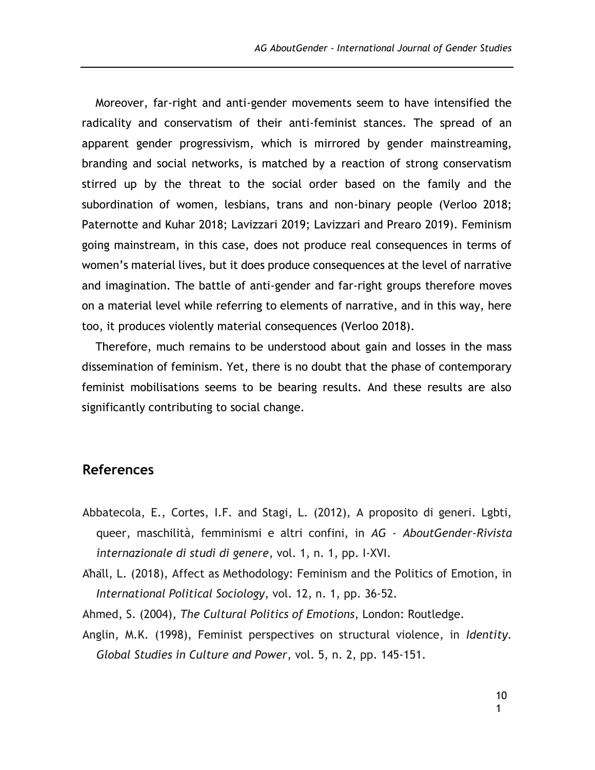Moreover, far-right and anti-gender movements seem to have intensified the radicality and conservatism of their anti-feminist stances. The spread of an apparent gender progressivism, which is mirrored by gender mainstreaming, branding and social networks, is matched by a reaction of strong conservatism stirred up by the threat to the social order based on the family and the subordination of women, lesbians, trans and non-binary people (Verloo 2018; Paternotte and Kuhar 2018; Lavizzari 2019; Lavizzari and Prearo 2019). Feminism going mainstream, in this case, does not produce real consequences in terms of women's material lives, but it does produce consequences at the level of narrative and imagination. The battle of anti-gender and far-right groups therefore moves on a material level while referring to elements of narrative, and in this way, here too, it produces violently material consequences (Verloo 2018).

Therefore, much remains to be understood about gain and losses in the mass dissemination of feminism. Yet, there is no doubt that the phase of contemporary feminist mobilisations seems to be bearing results. And these results are also significantly contributing to social change.

## References

Abbatecola, E., Cortes, I.F. and Stagi, L. (2012), A proposito di generi. Lgbti, queer, maschilità, femminismi e altri confini, in *AG - AboutGender-Rivista internazionale di studi di genere*, vol. 1, n. 1, pp. I-XVI.

Åhäll, L. (2018), Affect as Methodology: Feminism and the Politics of Emotion, in *International Political Sociology*, vol. 12, n. 1, pp. 36-52.

Ahmed, S. (2004), *The Cultural Politics of Emotions*, London: Routledge.

Anglin, M.K. (1998), Feminist perspectives on structural violence, in *Identity. Global Studies in Culture and Power*, vol. 5, n. 2, pp. 145-151.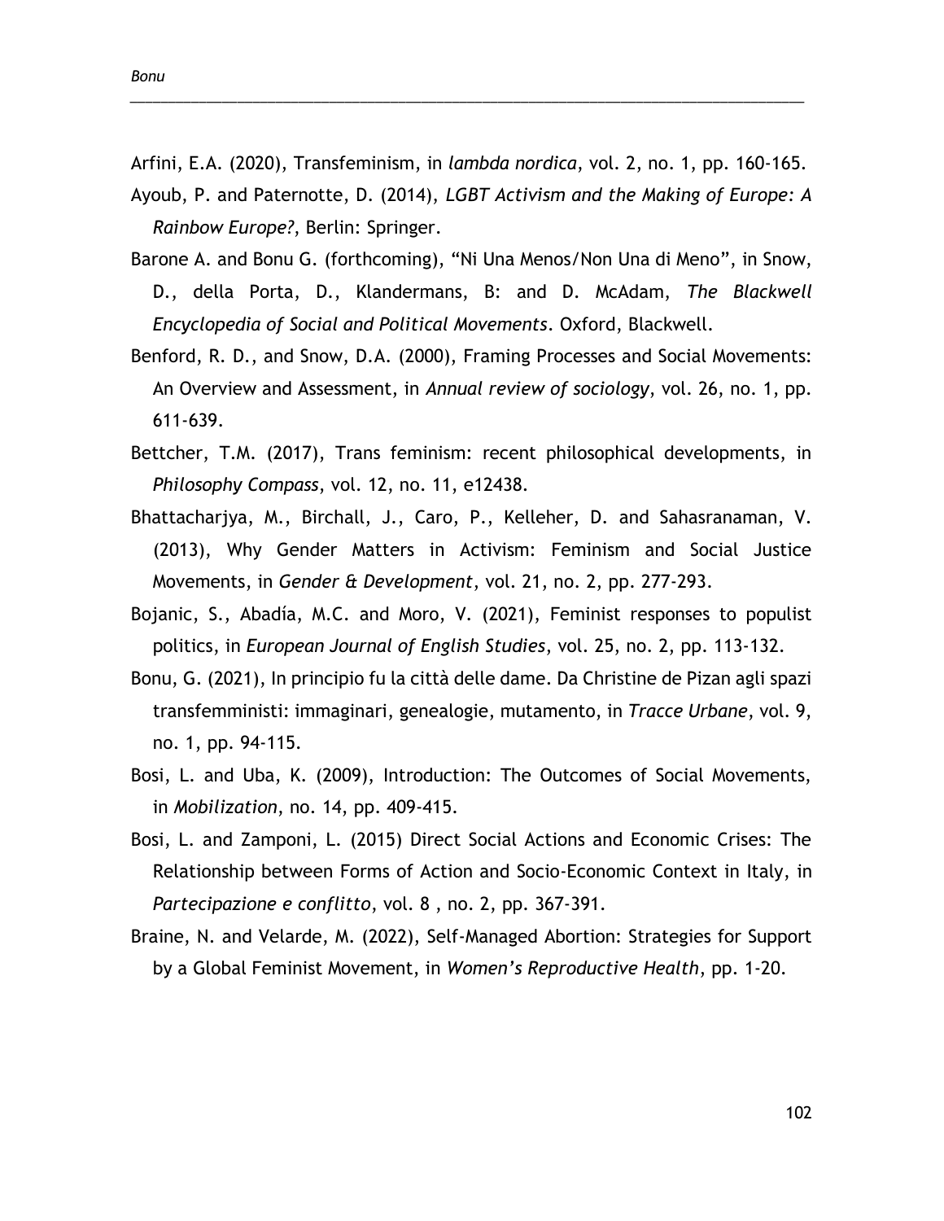Arfini, E.A. (2020), Transfeminism, in *lambda nordica*, vol. 2, no. 1, pp. 160-165.

Ayoub, P. and Paternotte, D. (2014), *LGBT Activism and the Making of Europe: A Rainbow Europe?*, Berlin: Springer.

Barone A. and Bonu G. (forthcoming), "Ni Una Menos/Non Una di Meno", in Snow, D., della Porta, D., Klandermans, B: and D. McAdam, *The Blackwell Encyclopedia of Social and Political Movements*. Oxford, Blackwell.

Benford, R. D., and Snow, D.A. (2000), Framing Processes and Social Movements: An Overview and Assessment, in *Annual review of sociology*, vol. 26, no. 1, pp. 611-639.

Bettcher, T.M. (2017), Trans feminism: recent philosophical developments, in *Philosophy Compass*, vol. 12, no. 11, e12438.

Bhattacharjya, M., Birchall, J., Caro, P., Kelleher, D. and Sahasranaman, V. (2013), Why Gender Matters in Activism: Feminism and Social Justice Movements, in *Gender & Development*, vol. 21, no. 2, pp. 277-293.

Bojanic, S., Abadía, M.C. and Moro, V. (2021), Feminist responses to populist politics, in *European Journal of English Studies*, vol. 25, no. 2, pp. 113-132.

Bonu, G. (2021), In principio fu la città delle dame. Da Christine de Pizan agli spazi transfemministi: immaginari, genealogie, mutamento, in *Tracce Urbane*, vol. 9, no. 1, pp. 94-115.

Bosi, L. and Uba, K. (2009), Introduction: The Outcomes of Social Movements, in *Mobilization*, no. 14, pp. 409-415.

Bosi, L. and Zamponi, L. (2015) Direct Social Actions and Economic Crises: The Relationship between Forms of Action and Socio-Economic Context in Italy, in *Partecipazione e conflitto*, vol. 8 , no. 2, pp. 367-391.

Braine, N. and Velarde, M. (2022), Self-Managed Abortion: Strategies for Support by a Global Feminist Movement, in *Women's Reproductive Health*, pp. 1-20.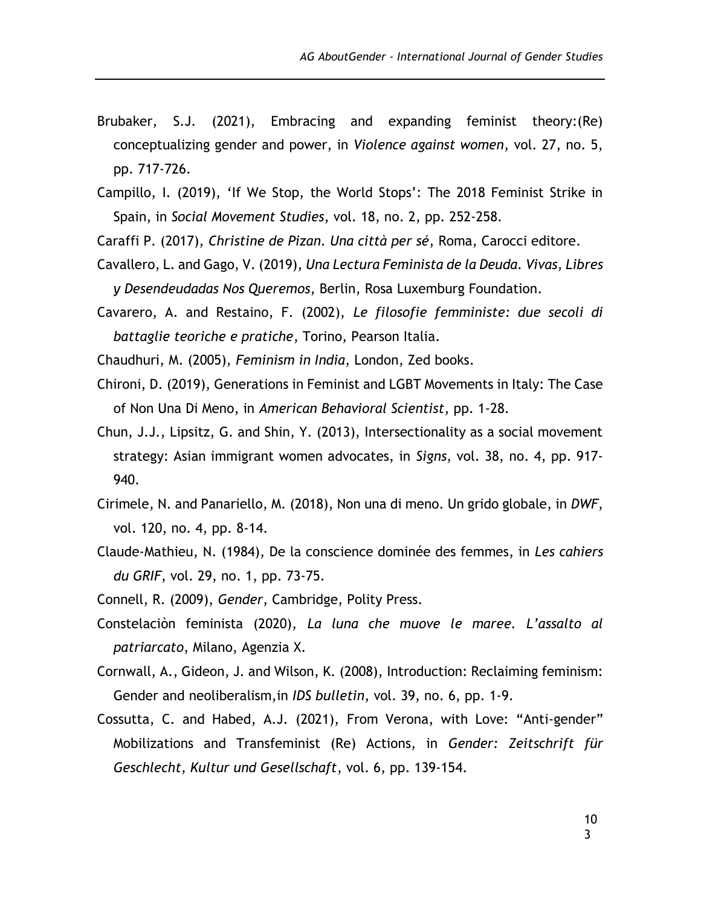Brubaker, S.J. (2021), Embracing and expanding feminist theory:(Re) conceptualizing gender and power, in *Violence against women*, vol. 27, no. 5, pp. 717-726.

Campillo, I. (2019), 'If We Stop, the World Stops': The 2018 Feminist Strike in Spain, in *Social Movement Studies*, vol. 18, no. 2, pp. 252-258.

Caraffi P. (2017), *Christine de Pizan. Una città per sé*, Roma, Carocci editore.

Cavallero, L. and Gago, V. (2019), *Una Lectura Feminista de la Deuda. Vivas, Libres y Desendeudadas Nos Queremos*, Berlin, Rosa Luxemburg Foundation.

Cavarero, A. and Restaino, F. (2002), *Le filosofie femministe: due secoli di battaglie teoriche e pratiche*, Torino, Pearson Italia.

Chaudhuri, M. (2005), *Feminism in India*, London, Zed books.

Chironi, D. (2019), Generations in Feminist and LGBT Movements in Italy: The Case of Non Una Di Meno, in *American Behavioral Scientist*, pp. 1-28.

Chun, J.J., Lipsitz, G. and Shin, Y. (2013), Intersectionality as a social movement strategy: Asian immigrant women advocates, in *Signs*, vol. 38, no. 4, pp. 917-940.

Cirimele, N. and Panariello, M. (2018), Non una di meno. Un grido globale, in *DWF*, vol. 120, no. 4, pp. 8-14.

Claude-Mathieu, N. (1984), De la conscience dominée des femmes, in *Les cahiers du GRIF*, vol. 29, no. 1, pp. 73-75.

Connell, R. (2009), *Gender*, Cambridge, Polity Press.

Constelaciòn feminista (2020), *La luna che muove le maree. L'assalto al patriarcato*, Milano, Agenzia X.

Cornwall, A., Gideon, J. and Wilson, K. (2008), Introduction: Reclaiming feminism: Gender and neoliberalism,in *IDS bulletin*, vol. 39, no. 6, pp. 1-9.

Cossutta, C. and Habed, A.J. (2021), From Verona, with Love: "Anti-gender" Mobilizations and Transfeminist (Re) Actions, in *Gender: Zeitschrift für Geschlecht, Kultur und Gesellschaft*, vol. 6, pp. 139-154.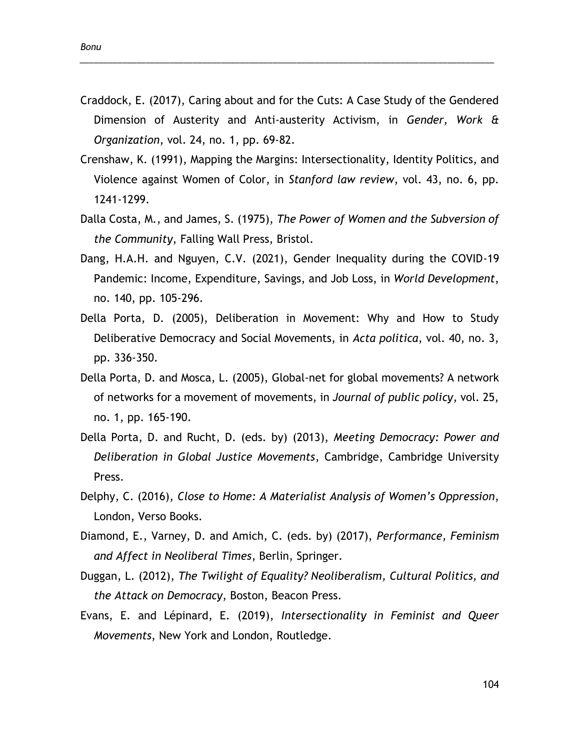Craddock, E. (2017), Caring about and for the Cuts: A Case Study of the Gendered Dimension of Austerity and Anti-austerity Activism, in *Gender, Work & Organization*, vol. 24, no. 1, pp. 69-82.

Crenshaw, K. (1991), Mapping the Margins: Intersectionality, Identity Politics, and Violence against Women of Color, in *Stanford law review*, vol. 43, no. 6, pp. 1241-1299.

Dalla Costa, M., and James, S. (1975), *The Power of Women and the Subversion of the Community*, Falling Wall Press, Bristol.

Dang, H.A.H. and Nguyen, C.V. (2021), Gender Inequality during the COVID-19 Pandemic: Income, Expenditure, Savings, and Job Loss, in *World Development*, no. 140, pp. 105-296.

Della Porta, D. (2005), Deliberation in Movement: Why and How to Study Deliberative Democracy and Social Movements, in *Acta politica*, vol. 40, no. 3, pp. 336-350.

Della Porta, D. and Mosca, L. (2005), Global-net for global movements? A network of networks for a movement of movements, in *Journal of public policy*, vol. 25, no. 1, pp. 165-190.

Della Porta, D. and Rucht, D. (eds. by) (2013), *Meeting Democracy: Power and Deliberation in Global Justice Movements*, Cambridge, Cambridge University Press.

Delphy, C. (2016), *Close to Home: A Materialist Analysis of Women's Oppression*, London, Verso Books.

Diamond, E., Varney, D. and Amich, C. (eds. by) (2017), *Performance, Feminism and Affect in Neoliberal Times*, Berlin, Springer.

Duggan, L. (2012), *The Twilight of Equality? Neoliberalism, Cultural Politics, and the Attack on Democracy*, Boston, Beacon Press.

Evans, E. and Lépinard, E. (2019), *Intersectionality in Feminist and Queer Movements*, New York and London, Routledge.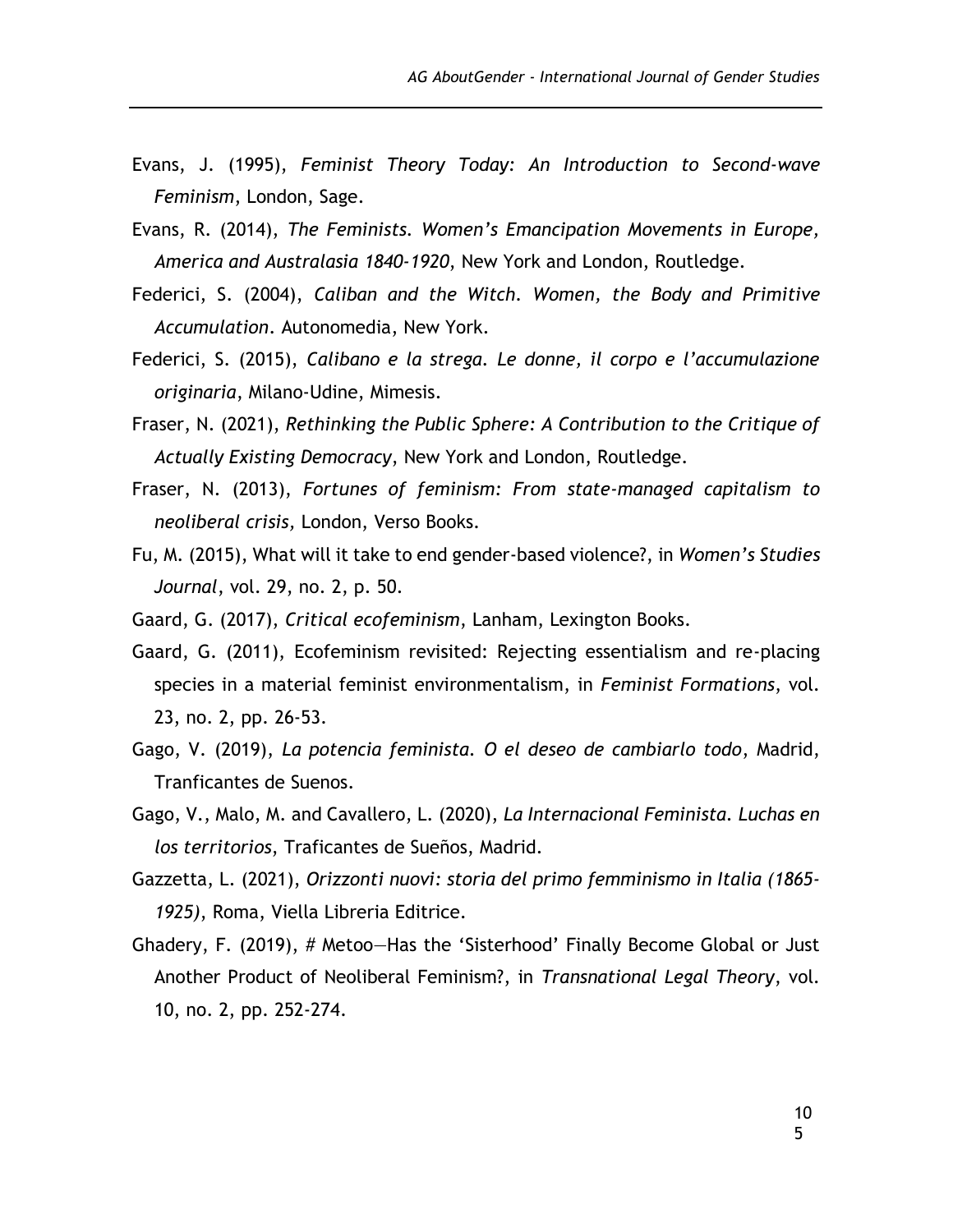Evans, J. (1995), *Feminist Theory Today: An Introduction to Second-wave Feminism*, London, Sage.

Evans, R. (2014), *The Feminists. Women's Emancipation Movements in Europe, America and Australasia 1840-1920*, New York and London, Routledge.

Federici, S. (2004), *Caliban and the Witch. Women, the Body and Primitive Accumulation*. Autonomedia, New York.

Federici, S. (2015), *Calibano e la strega. Le donne, il corpo e l'accumulazione originaria*, Milano-Udine, Mimesis.

Fraser, N. (2021), *Rethinking the Public Sphere: A Contribution to the Critique of Actually Existing Democracy*, New York and London, Routledge.

Fraser, N. (2013), *Fortunes of feminism: From state-managed capitalism to neoliberal crisis,* London, Verso Books.

Fu, M. (2015), What will it take to end gender-based violence?, in *Women's Studies Journal*, vol. 29, no. 2, p. 50.

Gaard, G. (2017), *Critical ecofeminism*, Lanham, Lexington Books.

Gaard, G. (2011), Ecofeminism revisited: Rejecting essentialism and re-placing species in a material feminist environmentalism, in *Feminist Formations*, vol. 23, no. 2, pp. 26-53.

Gago, V. (2019), *La potencia feminista. O el deseo de cambiarlo todo*, Madrid, Tranficantes de Suenos.

Gago, V., Malo, M. and Cavallero, L. (2020), *La Internacional Feminista. Luchas en los territorios*, Traficantes de Sueños, Madrid.

Gazzetta, L. (2021), *Orizzonti nuovi: storia del primo femminismo in Italia (1865-1925)*, Roma, Viella Libreria Editrice.

Ghadery, F. (2019), # Metoo—Has the 'Sisterhood' Finally Become Global or Just Another Product of Neoliberal Feminism?, in *Transnational Legal Theory*, vol. 10, no. 2, pp. 252-274.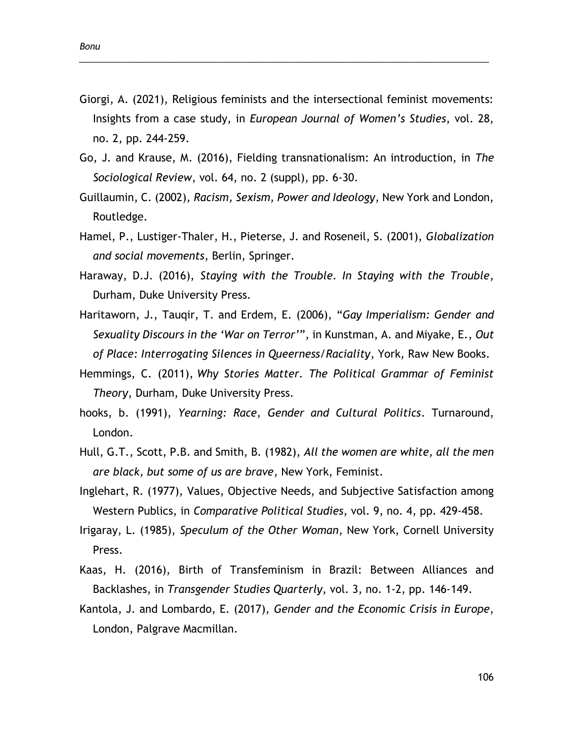Giorgi, A. (2021), Religious feminists and the intersectional feminist movements: Insights from a case study, in *European Journal of Women's Studies*, vol. 28, no. 2, pp. 244-259.

Go, J. and Krause, M. (2016), Fielding transnationalism: An introduction, in *The Sociological Review*, vol. 64, no. 2 (suppl), pp. 6-30.

Guillaumin, C. (2002), *Racism, Sexism, Power and Ideology*, New York and London, Routledge.

Hamel, P., Lustiger-Thaler, H., Pieterse, J. and Roseneil, S. (2001), *Globalization and social movements*, Berlin, Springer.

Haraway, D.J. (2016), *Staying with the Trouble. In Staying with the Trouble*, Durham, Duke University Press.

Haritaworn, J., Tauqir, T. and Erdem, E. (2006), "*Gay Imperialism: Gender and Sexuality Discours in the 'War on Terror'*", in Kunstman, A. and Miyake, E., *Out of Place: Interrogating Silences in Queerness/Raciality*, York, Raw New Books.

Hemmings, C. (2011), *Why Stories Matter. The Political Grammar of Feminist Theory*, Durham, Duke University Press.

hooks, b. (1991), *Yearning: Race, Gender and Cultural Politics*. Turnaround, London.

Hull, G.T., Scott, P.B. and Smith, B. (1982), *All the women are white, all the men are black, but some of us are brave*, New York, Feminist.

Inglehart, R. (1977), Values, Objective Needs, and Subjective Satisfaction among Western Publics, in *Comparative Political Studies*, vol. 9, no. 4, pp. 429-458.

Irigaray, L. (1985), *Speculum of the Other Woman*, New York, Cornell University Press.

Kaas, H. (2016), Birth of Transfeminism in Brazil: Between Alliances and Backlashes, in *Transgender Studies Quarterly*, vol. 3, no. 1-2, pp. 146-149.

Kantola, J. and Lombardo, E. (2017), *Gender and the Economic Crisis in Europe*, London, Palgrave Macmillan.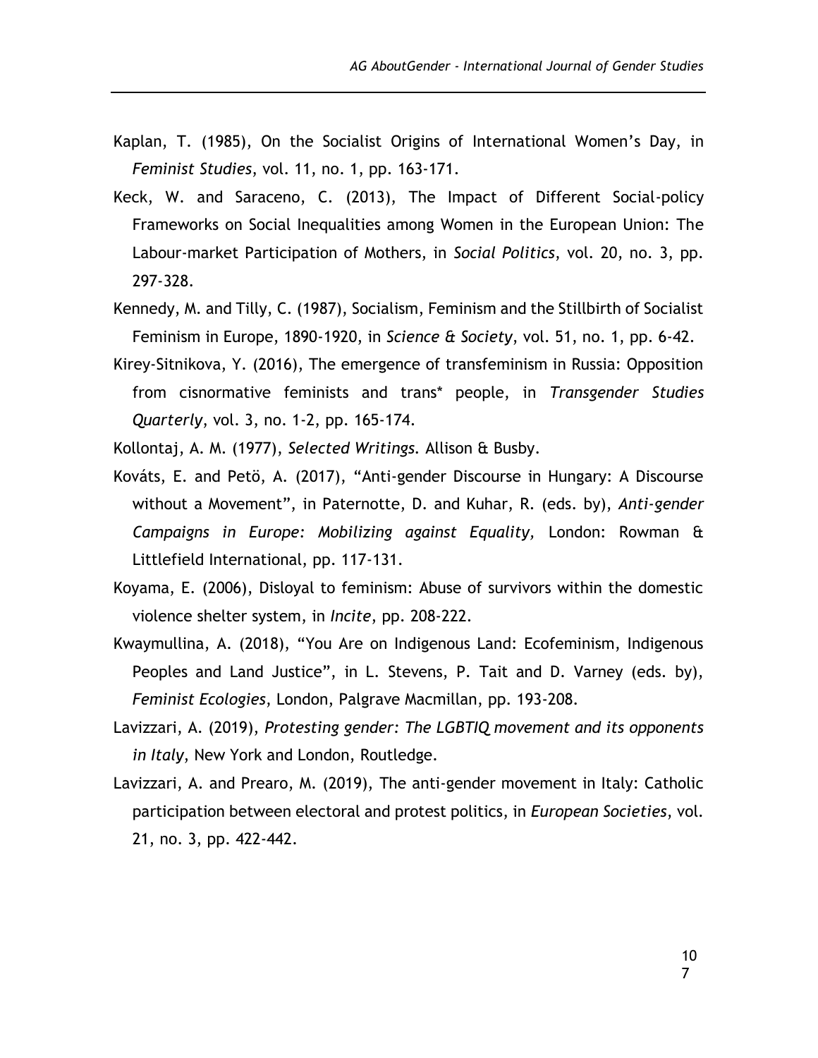Kaplan, T. (1985), On the Socialist Origins of International Women's Day, in *Feminist Studies*, vol. 11, no. 1, pp. 163-171.

Keck, W. and Saraceno, C. (2013), The Impact of Different Social-policy Frameworks on Social Inequalities among Women in the European Union: The Labour-market Participation of Mothers, in *Social Politics*, vol. 20, no. 3, pp. 297-328.

Kennedy, M. and Tilly, C. (1987), Socialism, Feminism and the Stillbirth of Socialist Feminism in Europe, 1890-1920, in *Science & Society*, vol. 51, no. 1, pp. 6-42.

Kirey-Sitnikova, Y. (2016), The emergence of transfeminism in Russia: Opposition from cisnormative feminists and trans* people, in *Transgender Studies Quarterly*, vol. 3, no. 1-2, pp. 165-174.

Kollontaj, A. M. (1977), *Selected Writings*. Allison & Busby.

Kováts, E. and Petö, A. (2017), "Anti-gender Discourse in Hungary: A Discourse without a Movement", in Paternotte, D. and Kuhar, R. (eds. by), *Anti-gender Campaigns in Europe: Mobilizing against Equality,* London: Rowman & Littlefield International, pp. 117-131.

Koyama, E. (2006), Disloyal to feminism: Abuse of survivors within the domestic violence shelter system, in *Incite*, pp. 208-222.

Kwaymullina, A. (2018), "You Are on Indigenous Land: Ecofeminism, Indigenous Peoples and Land Justice", in L. Stevens, P. Tait and D. Varney (eds. by), *Feminist Ecologies*, London, Palgrave Macmillan, pp. 193-208.

Lavizzari, A. (2019), *Protesting gender: The LGBTIQ movement and its opponents in Italy*, New York and London, Routledge.

Lavizzari, A. and Prearo, M. (2019), The anti-gender movement in Italy: Catholic participation between electoral and protest politics, in *European Societies*, vol. 21, no. 3, pp. 422-442.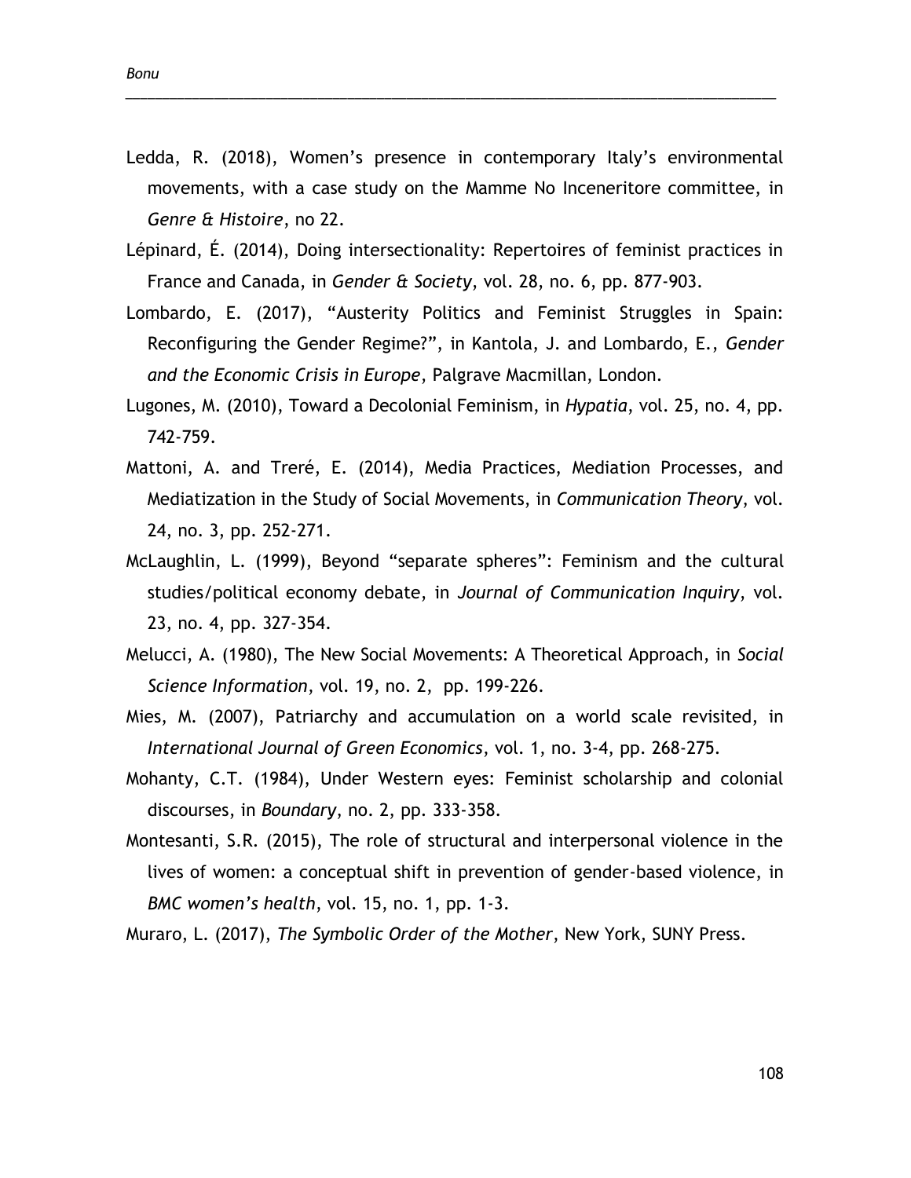Ledda, R. (2018), Women's presence in contemporary Italy's environmental movements, with a case study on the Mamme No Inceneritore committee, in *Genre & Histoire*, no 22.

Lépinard, É. (2014), Doing intersectionality: Repertoires of feminist practices in France and Canada, in *Gender & Society*, vol. 28, no. 6, pp. 877-903.

Lombardo, E. (2017), "Austerity Politics and Feminist Struggles in Spain: Reconfiguring the Gender Regime?", in Kantola, J. and Lombardo, E., *Gender and the Economic Crisis in Europe*, Palgrave Macmillan, London.

Lugones, M. (2010), Toward a Decolonial Feminism, in *Hypatia*, vol. 25, no. 4, pp. 742-759.

Mattoni, A. and Treré, E. (2014), Media Practices, Mediation Processes, and Mediatization in the Study of Social Movements, in *Communication Theory*, vol. 24, no. 3, pp. 252-271.

McLaughlin, L. (1999), Beyond "separate spheres": Feminism and the cultural studies/political economy debate, in *Journal of Communication Inquiry*, vol. 23, no. 4, pp. 327-354.

Melucci, A. (1980), The New Social Movements: A Theoretical Approach, in *Social Science Information*, vol. 19, no. 2, pp. 199-226.

Mies, M. (2007), Patriarchy and accumulation on a world scale revisited, in *International Journal of Green Economics*, vol. 1, no. 3-4, pp. 268-275.

Mohanty, C.T. (1984), Under Western eyes: Feminist scholarship and colonial discourses, in *Boundary*, no. 2, pp. 333-358.

Montesanti, S.R. (2015), The role of structural and interpersonal violence in the lives of women: a conceptual shift in prevention of gender-based violence, in *BMC women's health*, vol. 15, no. 1, pp. 1-3.

Muraro, L. (2017), *The Symbolic Order of the Mother*, New York, SUNY Press.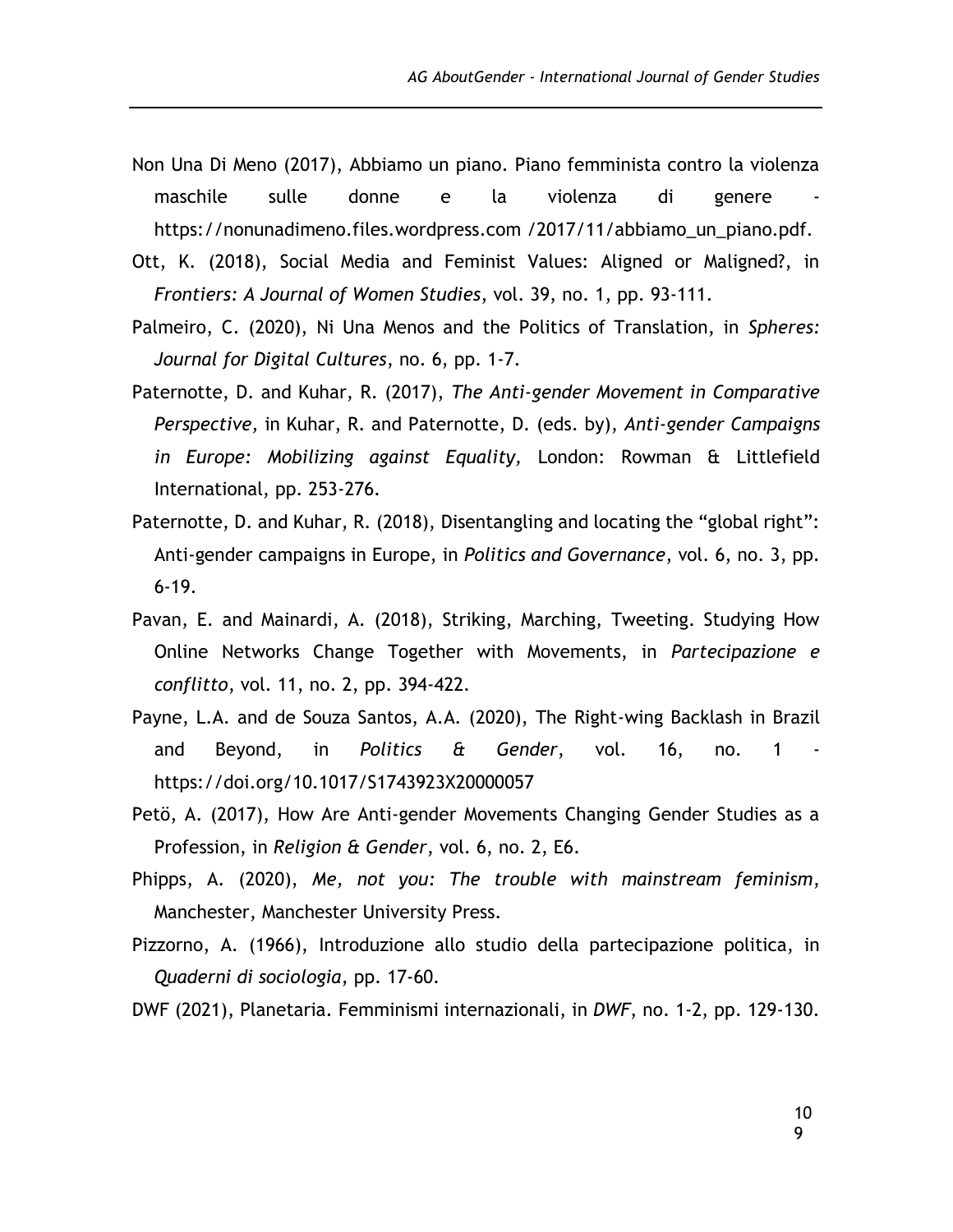Non Una Di Meno (2017), Abbiamo un piano. Piano femminista contro la violenza maschile sulle donne e la violenza di genere - https://nonunadimeno.files.wordpress.com /2017/11/abbiamo_un_piano.pdf.

Ott, K. (2018), Social Media and Feminist Values: Aligned or Maligned?, in *Frontiers: A Journal of Women Studies*, vol. 39, no. 1, pp. 93-111.

Palmeiro, C. (2020), Ni Una Menos and the Politics of Translation, in *Spheres: Journal for Digital Cultures*, no. 6, pp. 1-7.

Paternotte, D. and Kuhar, R. (2017), *The Anti-gender Movement in Comparative Perspective,* in Kuhar, R. and Paternotte, D. (eds. by), *Anti-gender Campaigns in Europe: Mobilizing against Equality,* London: Rowman & Littlefield International, pp. 253-276.

Paternotte, D. and Kuhar, R. (2018), Disentangling and locating the "global right": Anti-gender campaigns in Europe, in *Politics and Governance*, vol. 6, no. 3, pp. 6-19.

Pavan, E. and Mainardi, A. (2018), Striking, Marching, Tweeting. Studying How Online Networks Change Together with Movements, in *Partecipazione e conflitto*, vol. 11, no. 2, pp. 394-422.

Payne, L.A. and de Souza Santos, A.A. (2020), The Right-wing Backlash in Brazil and Beyond, in *Politics & Gender*, vol. 16, no. 1 - https://doi.org/10.1017/S1743923X20000057

Petö, A. (2017), How Are Anti-gender Movements Changing Gender Studies as a Profession, in *Religion & Gender*, vol. 6, no. 2, E6.

Phipps, A. (2020), *Me, not you: The trouble with mainstream feminism*, Manchester, Manchester University Press.

Pizzorno, A. (1966), Introduzione allo studio della partecipazione politica, in *Quaderni di sociologia*, pp. 17-60.

DWF (2021), Planetaria. Femminismi internazionali, in *DWF*, no. 1-2, pp. 129-130.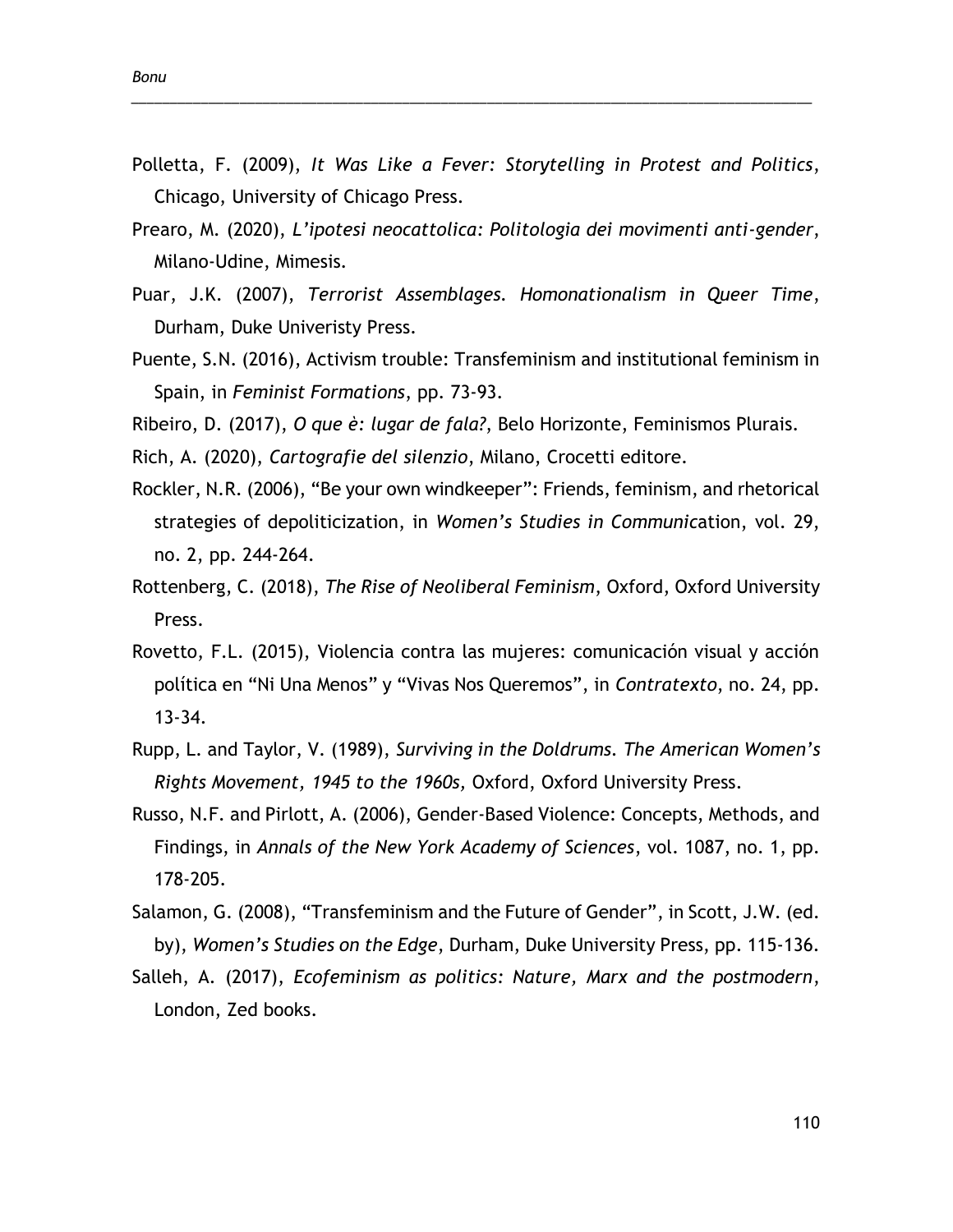Polletta, F. (2009), *It Was Like a Fever: Storytelling in Protest and Politics*, Chicago, University of Chicago Press.

Prearo, M. (2020), *L'ipotesi neocattolica: Politologia dei movimenti anti-gender*, Milano-Udine, Mimesis.

Puar, J.K. (2007), *Terrorist Assemblages. Homonationalism in Queer Time*, Durham, Duke Univeristy Press.

Puente, S.N. (2016), Activism trouble: Transfeminism and institutional feminism in Spain, in *Feminist Formations*, pp. 73-93.

Ribeiro, D. (2017), *O que è: lugar de fala?*, Belo Horizonte, Feminismos Plurais.

Rich, A. (2020), *Cartografie del silenzio*, Milano, Crocetti editore.

Rockler, N.R. (2006), "Be your own windkeeper": Friends, feminism, and rhetorical strategies of depoliticization, in *Women's Studies in Communic*ation, vol. 29, no. 2, pp. 244-264.

Rottenberg, C. (2018), *The Rise of Neoliberal Feminism*, Oxford, Oxford University Press.

Rovetto, F.L. (2015), Violencia contra las mujeres: comunicación visual y acción política en "Ni Una Menos" y "Vivas Nos Queremos", in *Contratexto*, no. 24, pp. 13-34.

Rupp, L. and Taylor, V. (1989), *Surviving in the Doldrums. The American Women's Rights Movement, 1945 to the 1960s,* Oxford, Oxford University Press.

Russo, N.F. and Pirlott, A. (2006), Gender-Based Violence: Concepts, Methods, and Findings, in *Annals of the New York Academy of Sciences*, vol. 1087, no. 1, pp. 178-205.

Salamon, G. (2008), "Transfeminism and the Future of Gender", in Scott, J.W. (ed. by), *Women's Studies on the Edge*, Durham, Duke University Press, pp. 115-136.

Salleh, A. (2017), *Ecofeminism as politics: Nature, Marx and the postmodern*, London, Zed books.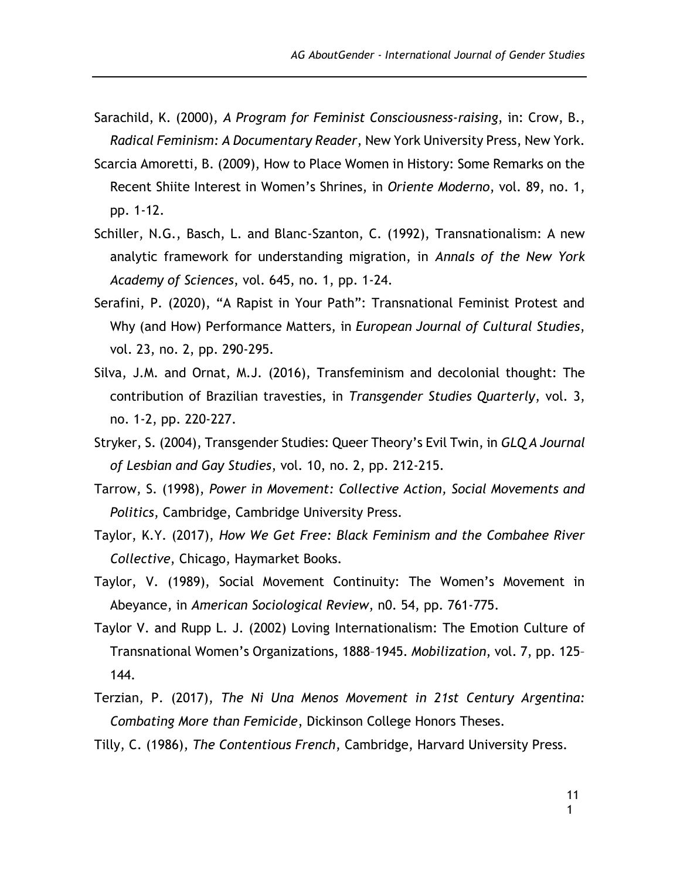Sarachild, K. (2000), *A Program for Feminist Consciousness-raising*, in: Crow, B., *Radical Feminism: A Documentary Reader*, New York University Press, New York.

Scarcia Amoretti, B. (2009), How to Place Women in History: Some Remarks on the Recent Shiite Interest in Women's Shrines, in *Oriente Moderno*, vol. 89, no. 1, pp. 1-12.

Schiller, N.G., Basch, L. and Blanc-Szanton, C. (1992), Transnationalism: A new analytic framework for understanding migration, in *Annals of the New York Academy of Sciences*, vol. 645, no. 1, pp. 1-24.

Serafini, P. (2020), "A Rapist in Your Path": Transnational Feminist Protest and Why (and How) Performance Matters, in *European Journal of Cultural Studies*, vol. 23, no. 2, pp. 290-295.

Silva, J.M. and Ornat, M.J. (2016), Transfeminism and decolonial thought: The contribution of Brazilian travesties, in *Transgender Studies Quarterly*, vol. 3, no. 1-2, pp. 220-227.

Stryker, S. (2004), Transgender Studies: Queer Theory's Evil Twin, in *GLQ A Journal of Lesbian and Gay Studies*, vol. 10, no. 2, pp. 212-215.

Tarrow, S. (1998), *Power in Movement: Collective Action, Social Movements and Politics*, Cambridge, Cambridge University Press.

Taylor, K.Y. (2017), *How We Get Free: Black Feminism and the Combahee River Collective*, Chicago, Haymarket Books.

Taylor, V. (1989), Social Movement Continuity: The Women's Movement in Abeyance, in *American Sociological Review*, n0. 54, pp. 761-775.

Taylor V. and Rupp L. J. (2002) Loving Internationalism: The Emotion Culture of Transnational Women's Organizations, 1888–1945. *Mobilization*, vol. 7, pp. 125–144.

Terzian, P. (2017), *The Ni Una Menos Movement in 21st Century Argentina: Combating More than Femicide*, Dickinson College Honors Theses.

Tilly, C. (1986), *The Contentious French*, Cambridge, Harvard University Press.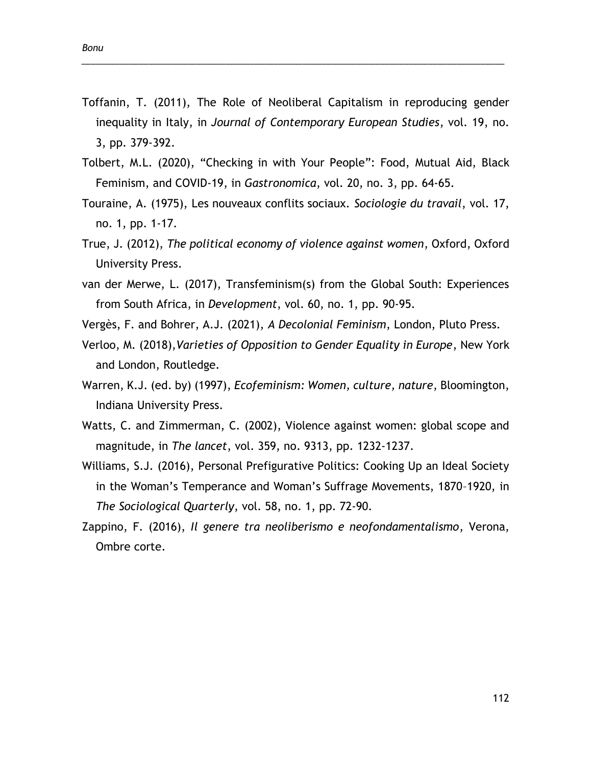Toffanin, T. (2011), The Role of Neoliberal Capitalism in reproducing gender inequality in Italy, in *Journal of Contemporary European Studies*, vol. 19, no. 3, pp. 379-392.

Tolbert, M.L. (2020), "Checking in with Your People": Food, Mutual Aid, Black Feminism, and COVID-19, in *Gastronomica*, vol. 20, no. 3, pp. 64-65.

Touraine, A. (1975), Les nouveaux conflits sociaux. *Sociologie du travail*, vol. 17, no. 1, pp. 1-17.

True, J. (2012), *The political economy of violence against women*, Oxford, Oxford University Press.

van der Merwe, L. (2017), Transfeminism(s) from the Global South: Experiences from South Africa, in *Development*, vol. 60, no. 1, pp. 90-95.

Vergès, F. and Bohrer, A.J. (2021), *A Decolonial Feminism*, London, Pluto Press.

Verloo, M. (2018),*Varieties of Opposition to Gender Equality in Europe*, New York and London, Routledge.

Warren, K.J. (ed. by) (1997), *Ecofeminism: Women, culture, nature*, Bloomington, Indiana University Press.

Watts, C. and Zimmerman, C. (2002), Violence against women: global scope and magnitude, in *The lancet*, vol. 359, no. 9313, pp. 1232-1237.

Williams, S.J. (2016), Personal Prefigurative Politics: Cooking Up an Ideal Society in the Woman's Temperance and Woman's Suffrage Movements, 1870–1920, in *The Sociological Quarterly*, vol. 58, no. 1, pp. 72-90.

Zappino, F. (2016), *Il genere tra neoliberismo e neofondamentalismo*, Verona, Ombre corte.